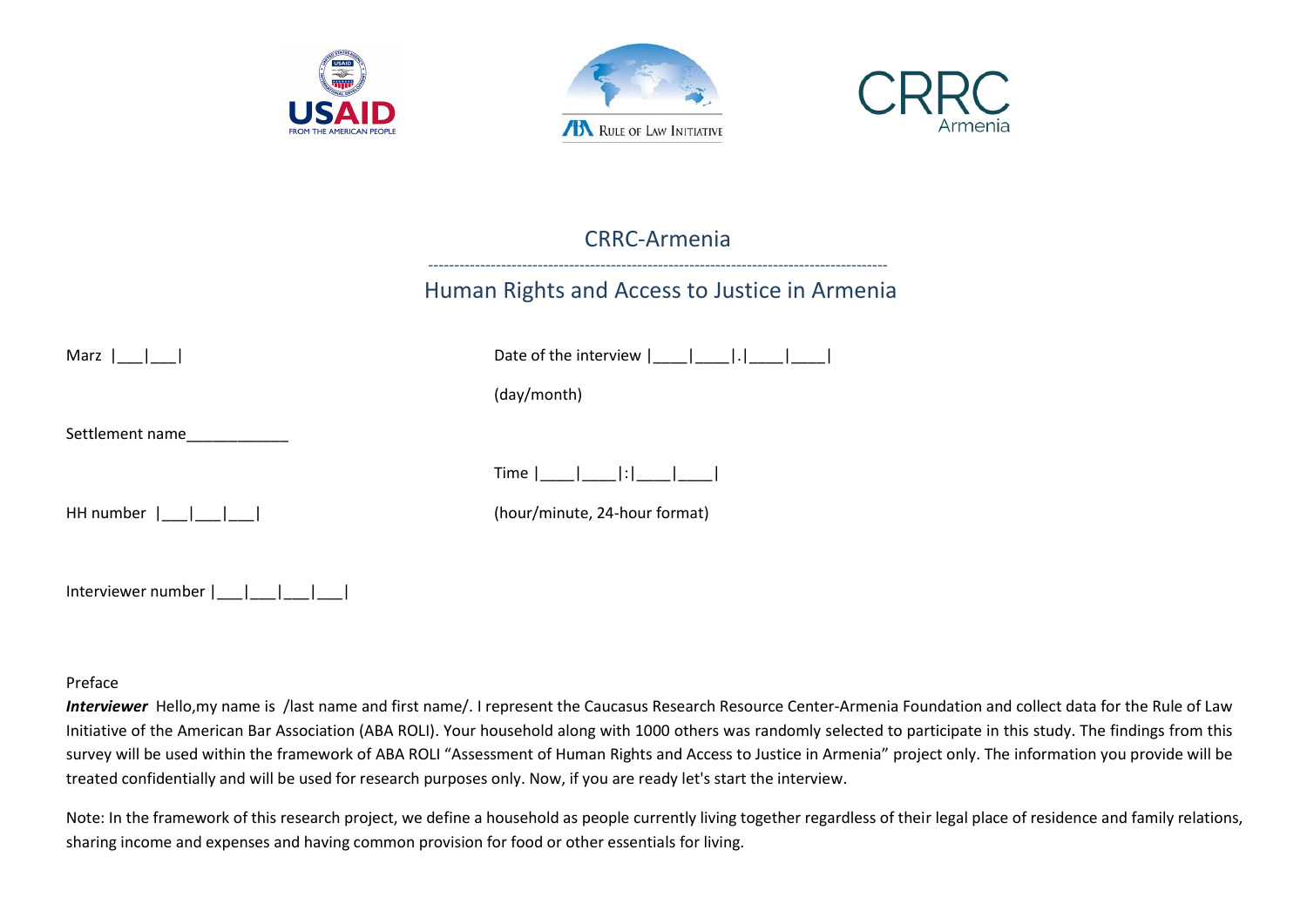USAID FROM THE AMERICAN PEOPLE

ABA RULE OF LAW INITIATIVE

CRRC Armenia

# CRRC-Armenia

---

## Human Rights and Access to Justice in Armenia

Marz |___|___|

Date of the interview |____|____|.|____|____|

(day/month)

Settlement name____________

Time |____|____|:|____|____|

(hour/minute, 24-hour format)

HH number |___|___|___|

Interviewer number |___|___|___|___|

Preface

***Interviewer*** Hello,my name is /last name and first name/. I represent the Caucasus Research Resource Center-Armenia Foundation and collect data for the Rule of Law Initiative of the American Bar Association (ABA ROLI). Your household along with 1000 others was randomly selected to participate in this study. The findings from this survey will be used within the framework of ABA ROLI "Assessment of Human Rights and Access to Justice in Armenia" project only. The information you provide will be treated confidentially and will be used for research purposes only. Now, if you are ready let's start the interview.

Note: In the framework of this research project, we define a household as people currently living together regardless of their legal place of residence and family relations, sharing income and expenses and having common provision for food or other essentials for living.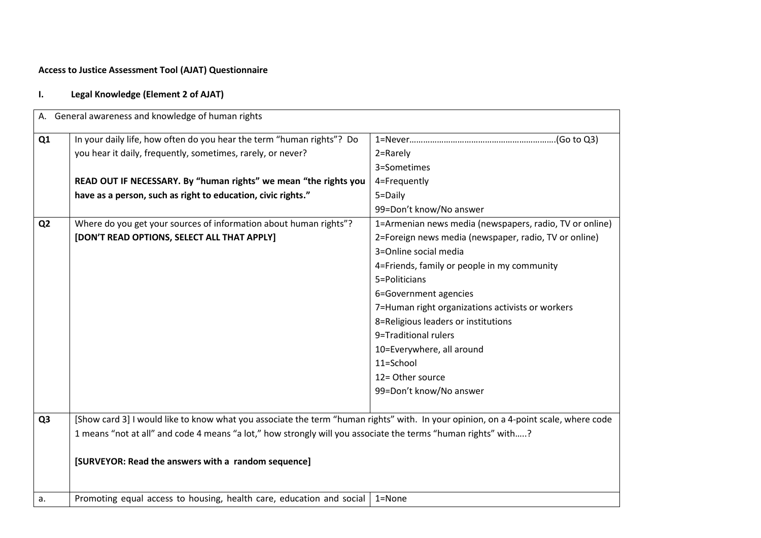**Access to Justice Assessment Tool (AJAT) Questionnaire**

## I. Legal Knowledge (Element 2 of AJAT)

| A. General awareness and knowledge of human rights | | |
|---|---|---|
| **Q1** | In your daily life, how often do you hear the term "human rights"? Do you hear it daily, frequently, sometimes, rarely, or never?<br><br>**READ OUT IF NECESSARY. By "human rights" we mean "the rights you have as a person, such as right to education, civic rights."** | 1=Never……………………………………………………….(Go to Q3)<br>2=Rarely<br>3=Sometimes<br>4=Frequently<br>5=Daily<br>99=Don't know/No answer |
| **Q2** | Where do you get your sources of information about human rights"?<br>**[DON'T READ OPTIONS, SELECT ALL THAT APPLY]** | 1=Armenian news media (newspapers, radio, TV or online)<br>2=Foreign news media (newspaper, radio, TV or online)<br>3=Online social media<br>4=Friends, family or people in my community<br>5=Politicians<br>6=Government agencies<br>7=Human right organizations activists or workers<br>8=Religious leaders or institutions<br>9=Traditional rulers<br>10=Everywhere, all around<br>11=School<br>12= Other source<br>99=Don't know/No answer |
| **Q3** | [Show card 3] I would like to know what you associate the term "human rights" with. In your opinion, on a 4-point scale, where code 1 means "not at all" and code 4 means "a lot," how strongly will you associate the terms "human rights" with…..?<br><br>**[SURVEYOR: Read the answers with a random sequence]** | |
| a. | Promoting equal access to housing, health care, education and social | 1=None |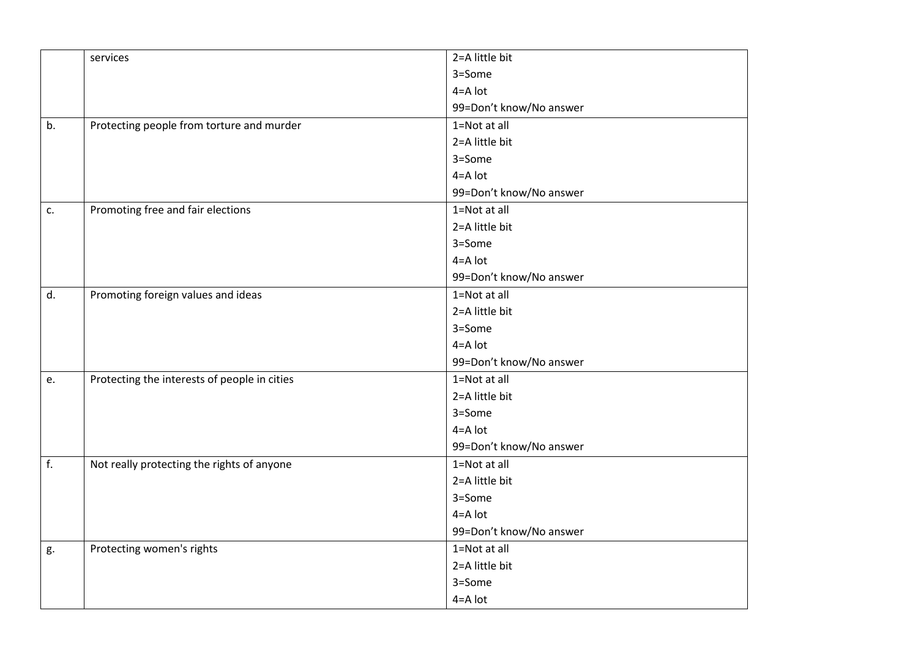| | | |
|---|---|---|
| | services | 2=A little bit<br>3=Some<br>4=A lot<br>99=Don't know/No answer |
| b. | Protecting people from torture and murder | 1=Not at all<br>2=A little bit<br>3=Some<br>4=A lot<br>99=Don't know/No answer |
| c. | Promoting free and fair elections | 1=Not at all<br>2=A little bit<br>3=Some<br>4=A lot<br>99=Don't know/No answer |
| d. | Promoting foreign values and ideas | 1=Not at all<br>2=A little bit<br>3=Some<br>4=A lot<br>99=Don't know/No answer |
| e. | Protecting the interests of people in cities | 1=Not at all<br>2=A little bit<br>3=Some<br>4=A lot<br>99=Don't know/No answer |
| f. | Not really protecting the rights of anyone | 1=Not at all<br>2=A little bit<br>3=Some<br>4=A lot<br>99=Don't know/No answer |
| g. | Protecting women's rights | 1=Not at all<br>2=A little bit<br>3=Some<br>4=A lot |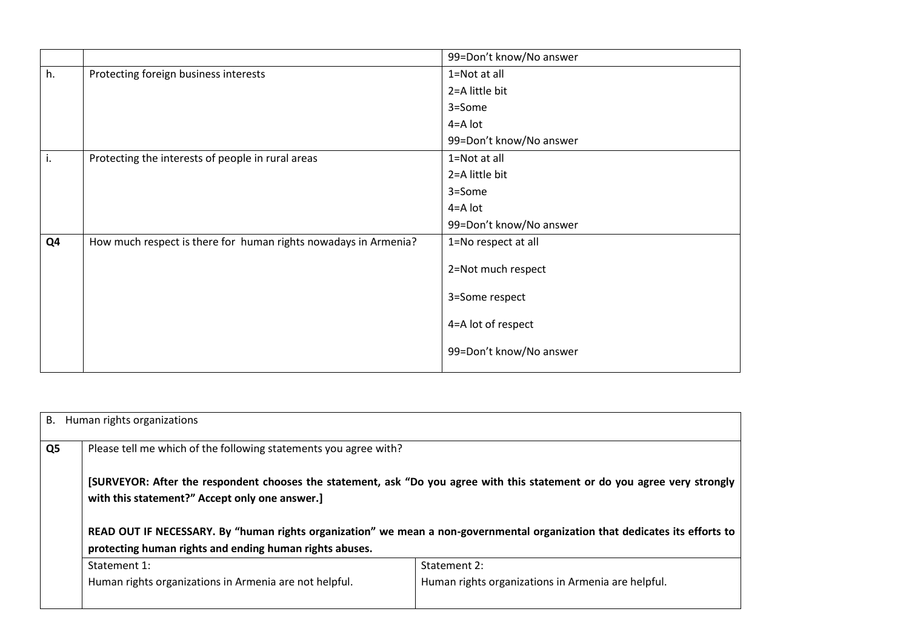| | | |
|---|---|---|
| | | 99=Don't know/No answer |
| h. | Protecting foreign business interests | 1=Not at all<br>2=A little bit<br>3=Some<br>4=A lot<br>99=Don't know/No answer |
| i. | Protecting the interests of people in rural areas | 1=Not at all<br>2=A little bit<br>3=Some<br>4=A lot<br>99=Don't know/No answer |
| **Q4** | How much respect is there for human rights nowadays in Armenia? | 1=No respect at all<br>2=Not much respect<br>3=Some respect<br>4=A lot of respect<br>99=Don't know/No answer |

| B. Human rights organizations | | |
|---|---|---|
| **Q5** | Please tell me which of the following statements you agree with?<br><br>**[SURVEYOR: After the respondent chooses the statement, ask "Do you agree with this statement or do you agree very strongly with this statement?" Accept only one answer.]**<br><br>**READ OUT IF NECESSARY. By "human rights organization" we mean a non-governmental organization that dedicates its efforts to protecting human rights and ending human rights abuses.** | |
| | Statement 1:<br>Human rights organizations in Armenia are not helpful. | Statement 2:<br>Human rights organizations in Armenia are helpful. |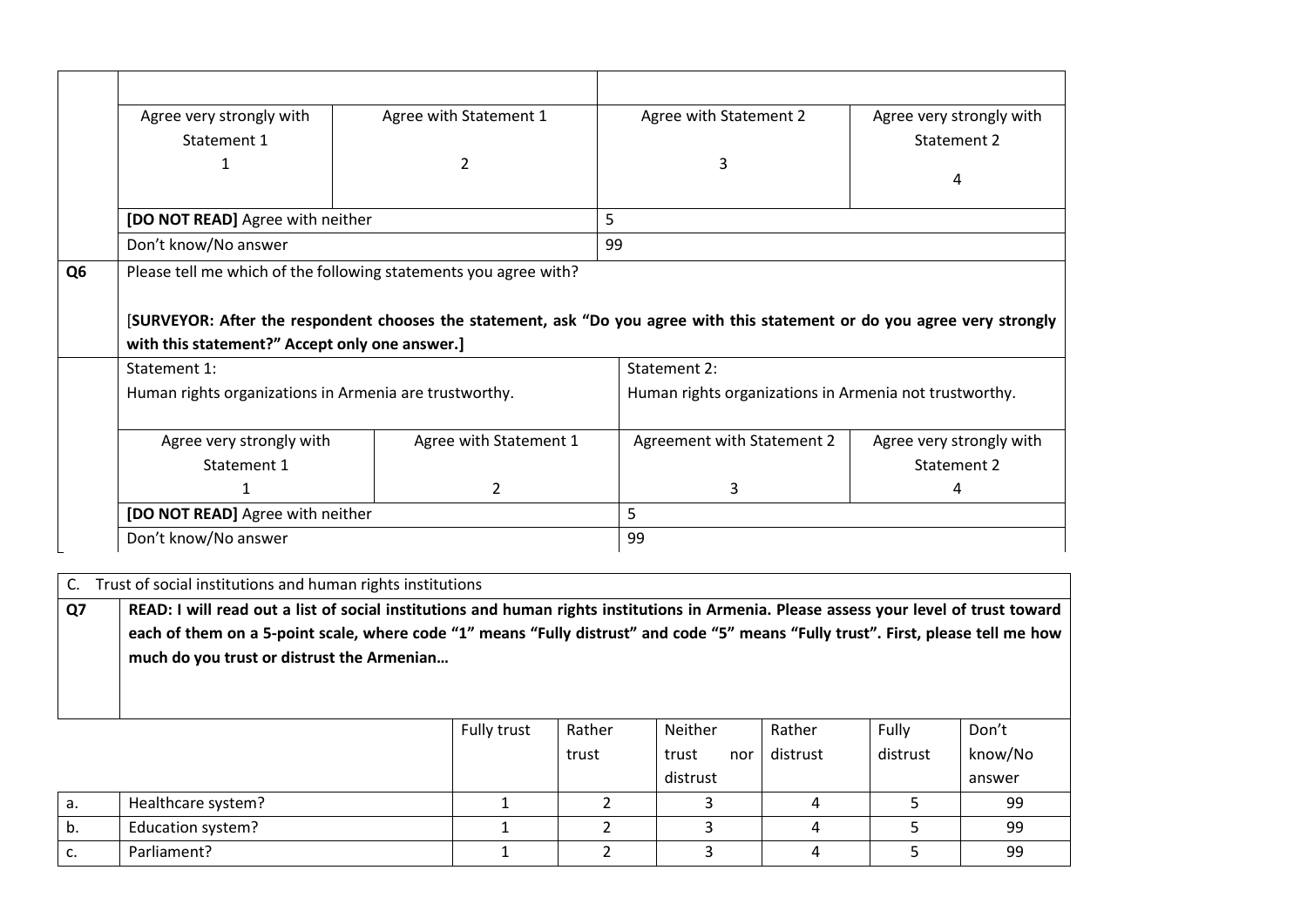| | | | | |
|---|---|---|---|---|
| | | | | |
| | Agree very strongly with Statement 1<br>1 | Agree with Statement 1<br>2 | Agree with Statement 2<br>3 | Agree very strongly with Statement 2<br>4 |
| | **[DO NOT READ]** Agree with neither | | 5 | |
| | Don't know/No answer | | 99 | |

| | | | | |
|---|---|---|---|---|
| **Q6** | Please tell me which of the following statements you agree with?<br><br>[**SURVEYOR: After the respondent chooses the statement, ask "Do you agree with this statement or do you agree very strongly with this statement?" Accept only one answer.]** | | | |
| | Statement 1:<br>Human rights organizations in Armenia are trustworthy. | | Statement 2:<br>Human rights organizations in Armenia not trustworthy. | |
| | Agree very strongly with Statement 1<br>1 | Agree with Statement 1<br>2 | Agreement with Statement 2<br>3 | Agree very strongly with Statement 2<br>4 |
| | **[DO NOT READ]** Agree with neither | | 5 | |
| | Don't know/No answer | | 99 | |

C. Trust of social institutions and human rights institutions

**Q7** **READ: I will read out a list of social institutions and human rights institutions in Armenia. Please assess your level of trust toward each of them on a 5-point scale, where code "1" means "Fully distrust" and code "5" means "Fully trust". First, please tell me how much do you trust or distrust the Armenian…**

| | | Fully trust | Rather trust | Neither trust nor distrust | Rather distrust | Fully distrust | Don't know/No answer |
|---|---|---|---|---|---|---|---|
| a. | Healthcare system? | 1 | 2 | 3 | 4 | 5 | 99 |
| b. | Education system? | 1 | 2 | 3 | 4 | 5 | 99 |
| c. | Parliament? | 1 | 2 | 3 | 4 | 5 | 99 |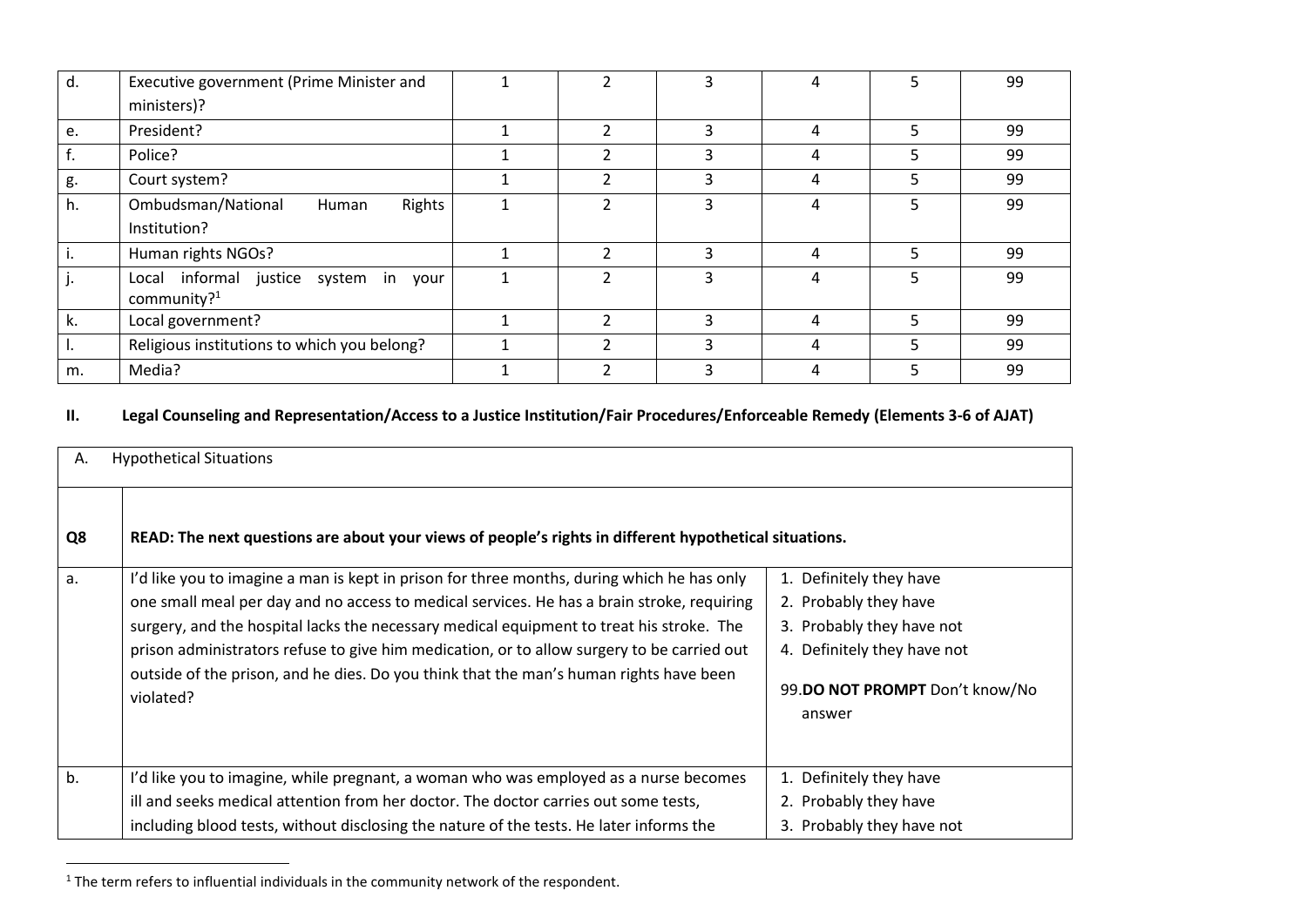| d. | Executive government (Prime Minister and ministers)? | 1 | 2 | 3 | 4 | 5 | 99 |
|---|---|---|---|---|---|---|---|
| e. | President? | 1 | 2 | 3 | 4 | 5 | 99 |
| f. | Police? | 1 | 2 | 3 | 4 | 5 | 99 |
| g. | Court system? | 1 | 2 | 3 | 4 | 5 | 99 |
| h. | Ombudsman/National Human Rights Institution? | 1 | 2 | 3 | 4 | 5 | 99 |
| i. | Human rights NGOs? | 1 | 2 | 3 | 4 | 5 | 99 |
| j. | Local informal justice system in your community?[1] | 1 | 2 | 3 | 4 | 5 | 99 |
| k. | Local government? | 1 | 2 | 3 | 4 | 5 | 99 |
| l. | Religious institutions to which you belong? | 1 | 2 | 3 | 4 | 5 | 99 |
| m. | Media? | 1 | 2 | 3 | 4 | 5 | 99 |

## II. Legal Counseling and Representation/Access to a Justice Institution/Fair Procedures/Enforceable Remedy (Elements 3-6 of AJAT)

| A. Hypothetical Situations | | |
|---|---|---|
| **Q8** | **READ: The next questions are about your views of people's rights in different hypothetical situations.** | |
| a. | I'd like you to imagine a man is kept in prison for three months, during which he has only one small meal per day and no access to medical services. He has a brain stroke, requiring surgery, and the hospital lacks the necessary medical equipment to treat his stroke. The prison administrators refuse to give him medication, or to allow surgery to be carried out outside of the prison, and he dies. Do you think that the man's human rights have been violated? | 1. Definitely they have<br>2. Probably they have<br>3. Probably they have not<br>4. Definitely they have not<br>99. **DO NOT PROMPT** Don't know/No answer |
| b. | I'd like you to imagine, while pregnant, a woman who was employed as a nurse becomes ill and seeks medical attention from her doctor. The doctor carries out some tests, including blood tests, without disclosing the nature of the tests. He later informs the | 1. Definitely they have<br>2. Probably they have<br>3. Probably they have not |

[1] The term refers to influential individuals in the community network of the respondent.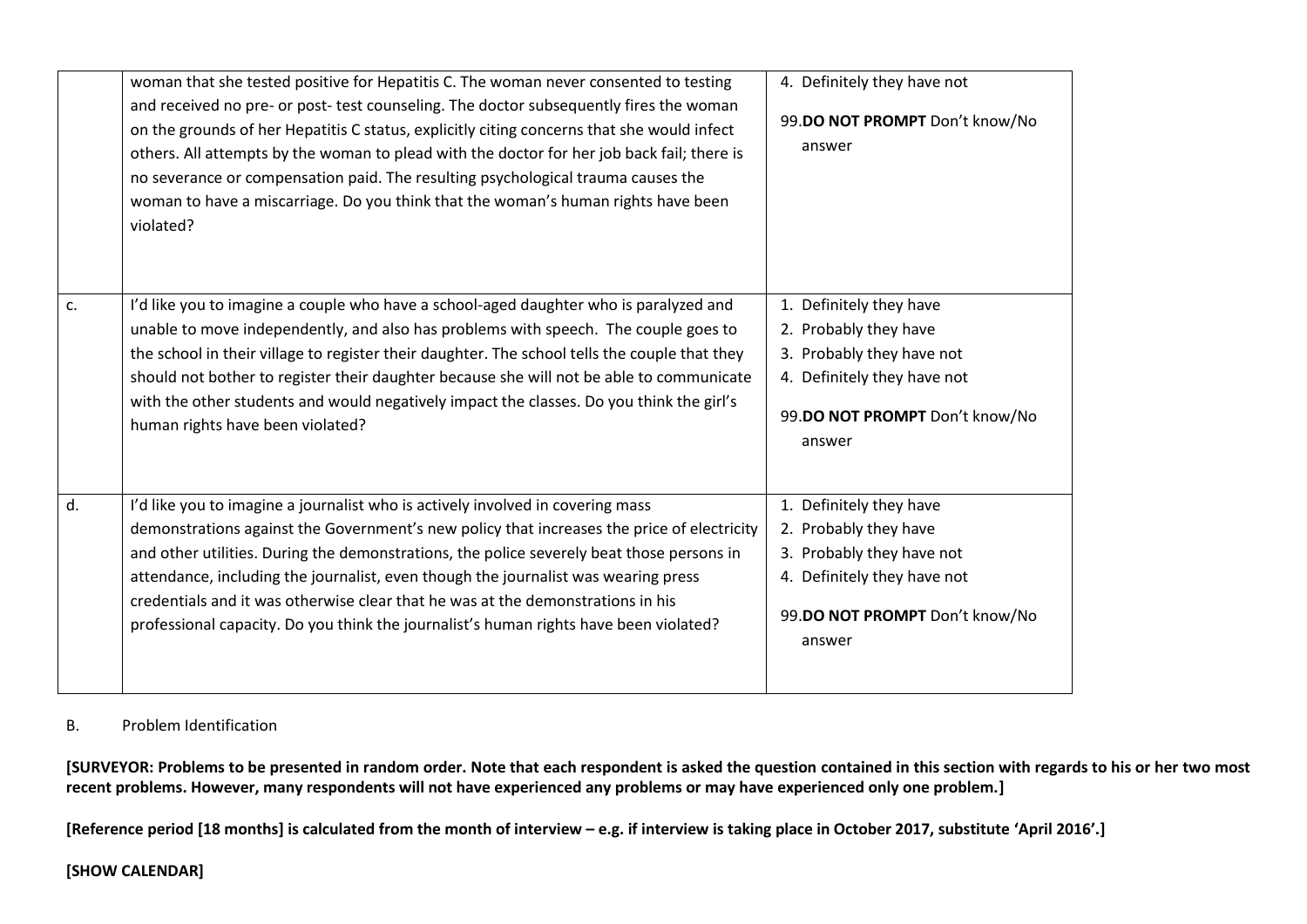| | | |
|---|---|---|
| | woman that she tested positive for Hepatitis C. The woman never consented to testing and received no pre- or post- test counseling. The doctor subsequently fires the woman on the grounds of her Hepatitis C status, explicitly citing concerns that she would infect others. All attempts by the woman to plead with the doctor for her job back fail; there is no severance or compensation paid. The resulting psychological trauma causes the woman to have a miscarriage. Do you think that the woman's human rights have been violated? | 4. Definitely they have not<br><br>99. **DO NOT PROMPT** Don't know/No answer |
| c. | I'd like you to imagine a couple who have a school-aged daughter who is paralyzed and unable to move independently, and also has problems with speech. The couple goes to the school in their village to register their daughter. The school tells the couple that they should not bother to register their daughter because she will not be able to communicate with the other students and would negatively impact the classes. Do you think the girl's human rights have been violated? | 1. Definitely they have<br>2. Probably they have<br>3. Probably they have not<br>4. Definitely they have not<br><br>99. **DO NOT PROMPT** Don't know/No answer |
| d. | I'd like you to imagine a journalist who is actively involved in covering mass demonstrations against the Government's new policy that increases the price of electricity and other utilities. During the demonstrations, the police severely beat those persons in attendance, including the journalist, even though the journalist was wearing press credentials and it was otherwise clear that he was at the demonstrations in his professional capacity. Do you think the journalist's human rights have been violated? | 1. Definitely they have<br>2. Probably they have<br>3. Probably they have not<br>4. Definitely they have not<br><br>99. **DO NOT PROMPT** Don't know/No answer |

B. Problem Identification

**[SURVEYOR: Problems to be presented in random order. Note that each respondent is asked the question contained in this section with regards to his or her two most recent problems. However, many respondents will not have experienced any problems or may have experienced only one problem.]**

**[Reference period [18 months] is calculated from the month of interview – e.g. if interview is taking place in October 2017, substitute 'April 2016'.]**

**[SHOW CALENDAR]**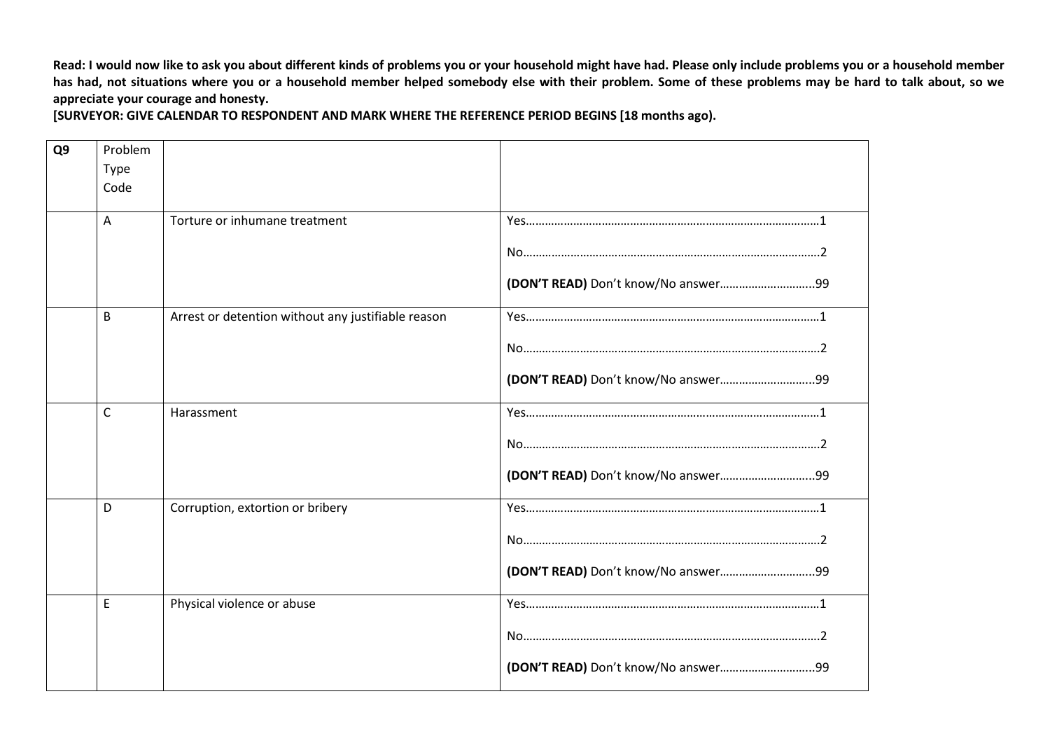**Read: I would now like to ask you about different kinds of problems you or your household might have had. Please only include problems you or a household member has had, not situations where you or a household member helped somebody else with their problem. Some of these problems may be hard to talk about, so we appreciate your courage and honesty.**

**[SURVEYOR: GIVE CALENDAR TO RESPONDENT AND MARK WHERE THE REFERENCE PERIOD BEGINS [18 months ago).**

| **Q9** | Problem Type Code | | |
|---|---|---|---|
| | A | Torture or inhumane treatment | Yes……………………………………………………………………………1<br>No…………………………………………………………………………….2<br>**(DON'T READ)** Don't know/No answer………………………...99 |
| | B | Arrest or detention without any justifiable reason | Yes……………………………………………………………………………1<br>No…………………………………………………………………………….2<br>**(DON'T READ)** Don't know/No answer………………………...99 |
| | C | Harassment | Yes……………………………………………………………………………1<br>No…………………………………………………………………………….2<br>**(DON'T READ)** Don't know/No answer………………………...99 |
| | D | Corruption, extortion or bribery | Yes……………………………………………………………………………1<br>No…………………………………………………………………………….2<br>**(DON'T READ)** Don't know/No answer………………………...99 |
| | E | Physical violence or abuse | Yes……………………………………………………………………………1<br>No…………………………………………………………………………….2<br>**(DON'T READ)** Don't know/No answer………………………...99 |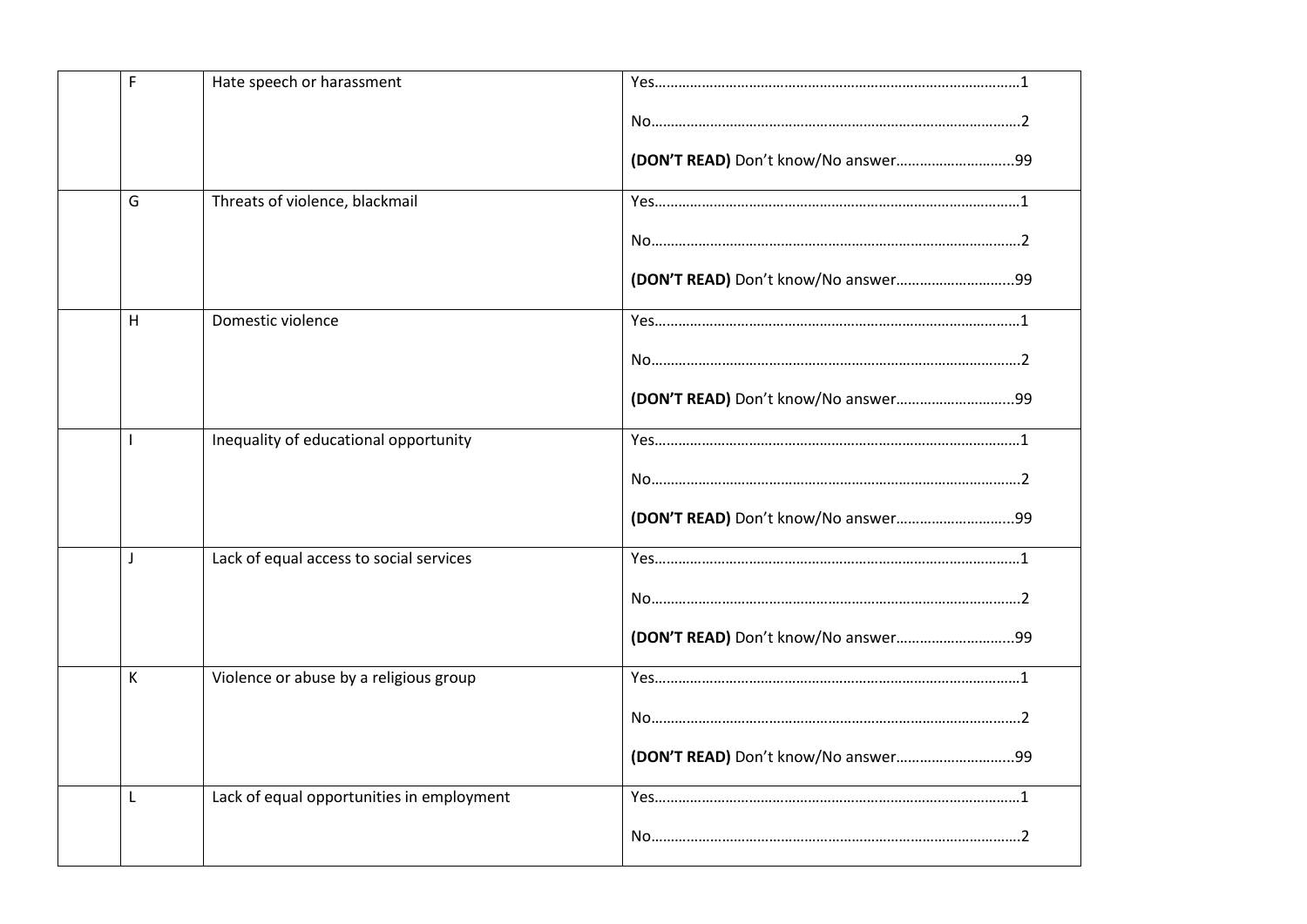| | | | |
|---|---|---|---|
| | F | Hate speech or harassment | Yes…………………………………………………………………………1<br><br>No…………………………………………………………………………2<br><br>**(DON'T READ)** Don't know/No answer………………………..99 |
| | G | Threats of violence, blackmail | Yes…………………………………………………………………………1<br><br>No…………………………………………………………………………2<br><br>**(DON'T READ)** Don't know/No answer………………………..99 |
| | H | Domestic violence | Yes…………………………………………………………………………1<br><br>No…………………………………………………………………………2<br><br>**(DON'T READ)** Don't know/No answer………………………..99 |
| | I | Inequality of educational opportunity | Yes…………………………………………………………………………1<br><br>No…………………………………………………………………………2<br><br>**(DON'T READ)** Don't know/No answer………………………..99 |
| | J | Lack of equal access to social services | Yes…………………………………………………………………………1<br><br>No…………………………………………………………………………2<br><br>**(DON'T READ)** Don't know/No answer………………………..99 |
| | K | Violence or abuse by a religious group | Yes…………………………………………………………………………1<br><br>No…………………………………………………………………………2<br><br>**(DON'T READ)** Don't know/No answer………………………..99 |
| | L | Lack of equal opportunities in employment | Yes…………………………………………………………………………1<br><br>No…………………………………………………………………………2 |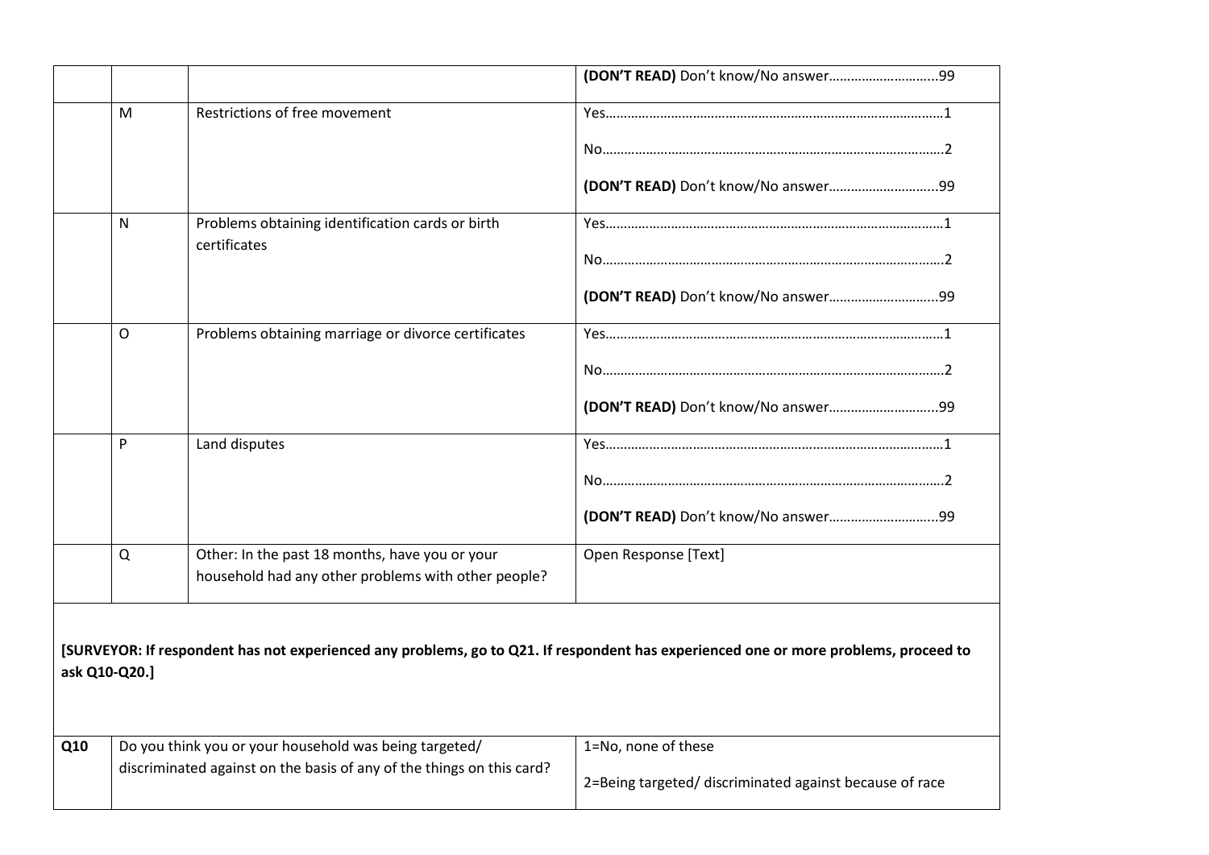| | | | |
|---|---|---|---|
| | | | **(DON'T READ)** Don't know/No answer...........................99 |
| | M | Restrictions of free movement | Yes.......................................................................................1<br><br>No.........................................................................................2<br><br>**(DON'T READ)** Don't know/No answer...........................99 |
| | N | Problems obtaining identification cards or birth certificates | Yes.......................................................................................1<br><br>No.........................................................................................2<br><br>**(DON'T READ)** Don't know/No answer...........................99 |
| | O | Problems obtaining marriage or divorce certificates | Yes.......................................................................................1<br><br>No.........................................................................................2<br><br>**(DON'T READ)** Don't know/No answer...........................99 |
| | P | Land disputes | Yes.......................................................................................1<br><br>No.........................................................................................2<br><br>**(DON'T READ)** Don't know/No answer...........................99 |
| | Q | Other: In the past 18 months, have you or your household had any other problems with other people? | Open Response [Text] |
| **[SURVEYOR: If respondent has not experienced any problems, go to Q21. If respondent has experienced one or more problems, proceed to ask Q10-Q20.]** | | | |
| **Q10** | Do you think you or your household was being targeted/ discriminated against on the basis of any of the things on this card? | | 1=No, none of these<br><br>2=Being targeted/ discriminated against because of race |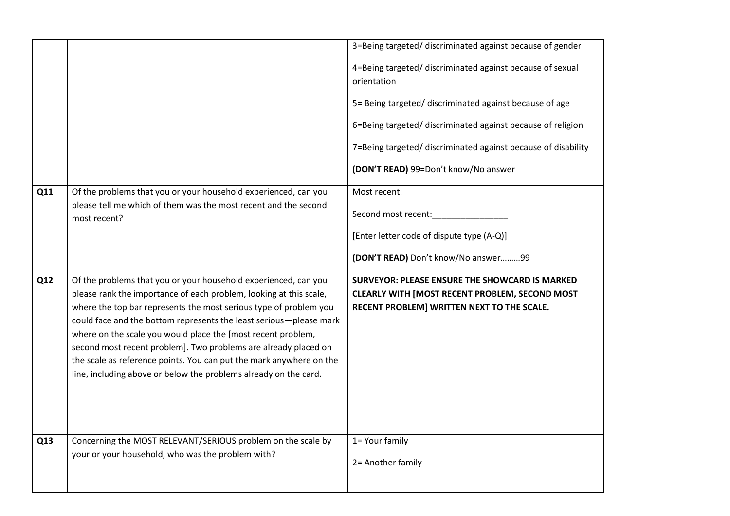| | | |
|---|---|---|
| | | 3=Being targeted/ discriminated against because of gender<br><br>4=Being targeted/ discriminated against because of sexual orientation<br><br>5= Being targeted/ discriminated against because of age<br><br>6=Being targeted/ discriminated against because of religion<br><br>7=Being targeted/ discriminated against because of disability<br><br>**(DON'T READ)** 99=Don't know/No answer |
| **Q11** | Of the problems that you or your household experienced, can you please tell me which of them was the most recent and the second most recent? | Most recent:_____________<br><br>Second most recent:________________<br><br>[Enter letter code of dispute type (A-Q)]<br><br>**(DON'T READ)** Don't know/No answer………99 |
| **Q12** | Of the problems that you or your household experienced, can you please rank the importance of each problem, looking at this scale, where the top bar represents the most serious type of problem you could face and the bottom represents the least serious—please mark where on the scale you would place the [most recent problem, second most recent problem]. Two problems are already placed on the scale as reference points. You can put the mark anywhere on the line, including above or below the problems already on the card. | **SURVEYOR: PLEASE ENSURE THE SHOWCARD IS MARKED CLEARLY WITH [MOST RECENT PROBLEM, SECOND MOST RECENT PROBLEM] WRITTEN NEXT TO THE SCALE.** |
| **Q13** | Concerning the MOST RELEVANT/SERIOUS problem on the scale by your or your household, who was the problem with? | 1= Your family<br><br>2= Another family |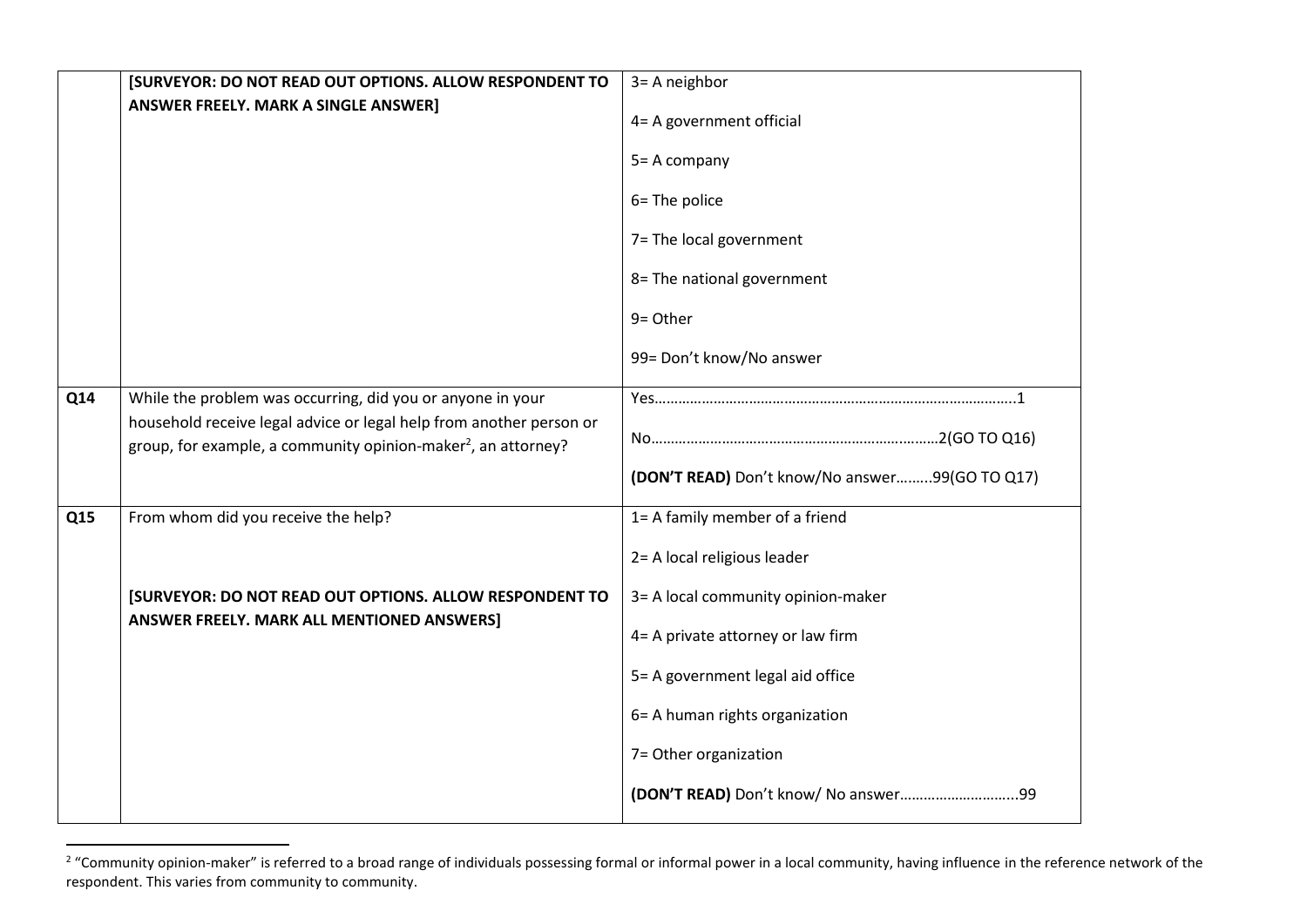| | | |
|---|---|---|
| | [SURVEYOR: DO NOT READ OUT OPTIONS. ALLOW RESPONDENT TO ANSWER FREELY. MARK A SINGLE ANSWER] | 3= A neighbor<br><br>4= A government official<br><br>5= A company<br><br>6= The police<br><br>7= The local government<br><br>8= The national government<br><br>9= Other<br><br>99= Don't know/No answer |
| **Q14** | While the problem was occurring, did you or anyone in your household receive legal advice or legal help from another person or group, for example, a community opinion-maker[2], an attorney? | Yes…………………………………………………………………………….1<br><br>No………………………………………………….………2(GO TO Q16)<br><br>**(DON'T READ)** Don't know/No answer……...99(GO TO Q17) |
| **Q15** | From whom did you receive the help?<br><br>**[SURVEYOR: DO NOT READ OUT OPTIONS. ALLOW RESPONDENT TO ANSWER FREELY. MARK ALL MENTIONED ANSWERS]** | 1= A family member of a friend<br><br>2= A local religious leader<br><br>3= A local community opinion-maker<br><br>4= A private attorney or law firm<br><br>5= A government legal aid office<br><br>6= A human rights organization<br><br>7= Other organization<br><br>**(DON'T READ)** Don't know/ No answer………………………..99 |

[2] "Community opinion-maker" is referred to a broad range of individuals possessing formal or informal power in a local community, having influence in the reference network of the respondent. This varies from community to community.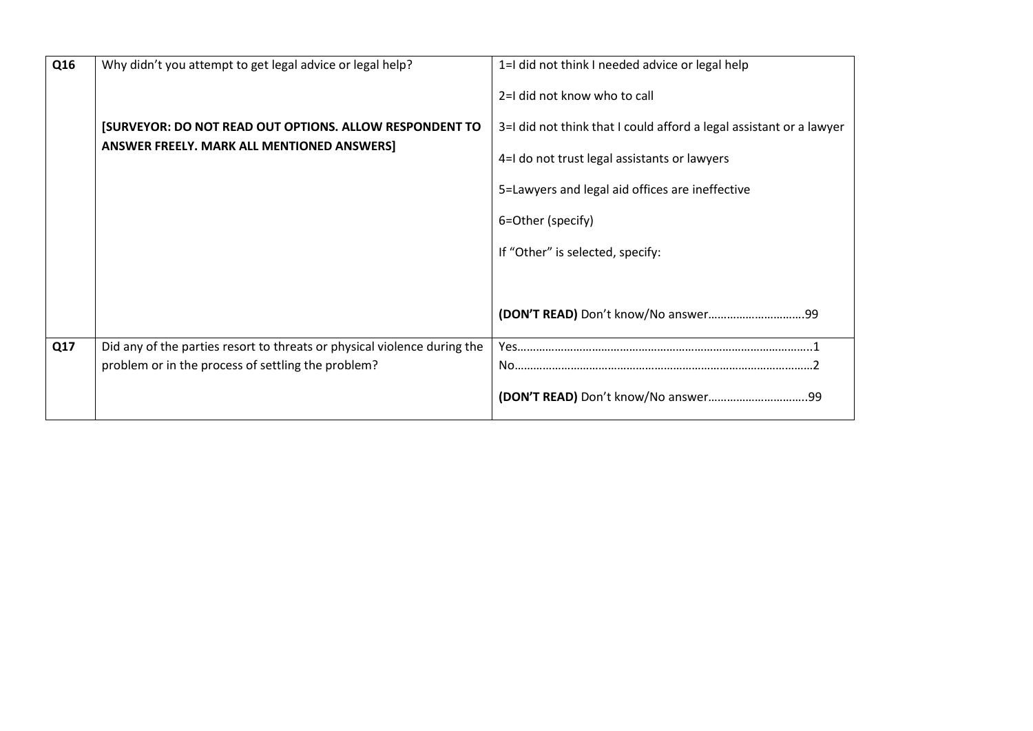| | | |
|---|---|---|
| **Q16** | Why didn't you attempt to get legal advice or legal help?<br><br>**[SURVEYOR: DO NOT READ OUT OPTIONS. ALLOW RESPONDENT TO ANSWER FREELY. MARK ALL MENTIONED ANSWERS]** | 1=I did not think I needed advice or legal help<br><br>2=I did not know who to call<br><br>3=I did not think that I could afford a legal assistant or a lawyer<br><br>4=I do not trust legal assistants or lawyers<br><br>5=Lawyers and legal aid offices are ineffective<br><br>6=Other (specify)<br><br>If "Other" is selected, specify:<br><br><br>**(DON'T READ)** Don't know/No answer…………………………99 |
| **Q17** | Did any of the parties resort to threats or physical violence during the problem or in the process of settling the problem? | Yes…………………………………………………………………………..1<br>No……………………………………………………………………………2<br><br>**(DON'T READ)** Don't know/No answer…………………………..99 |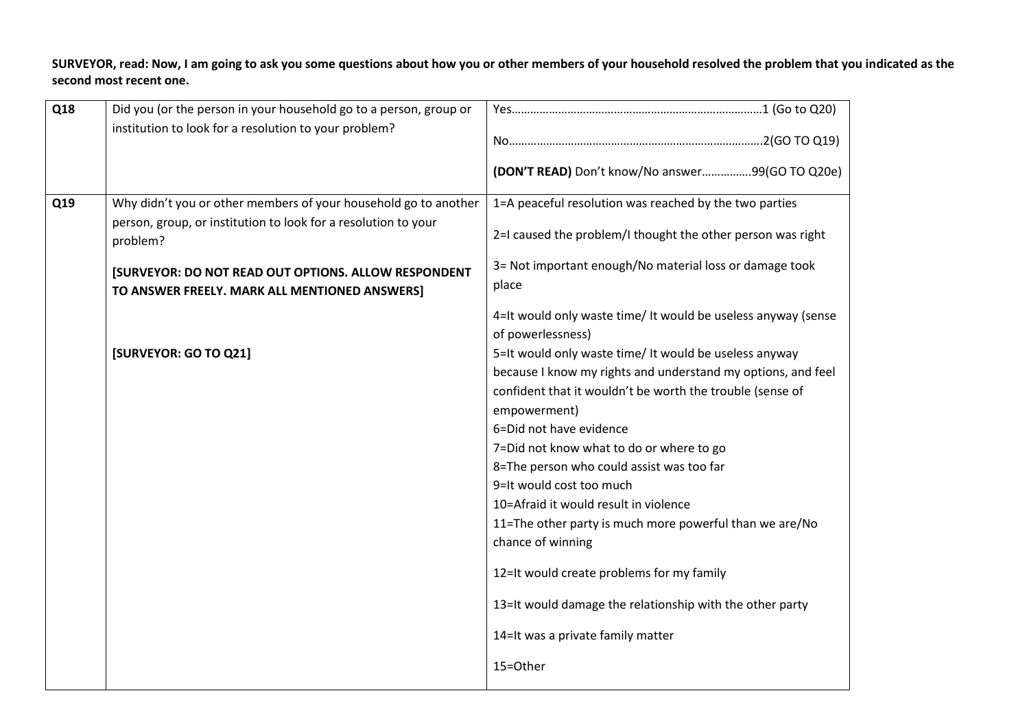**SURVEYOR, read: Now, I am going to ask you some questions about how you or other members of your household resolved the problem that you indicated as the second most recent one.**

| | | |
|---|---|---|
| **Q18** | Did you (or the person in your household go to a person, group or institution to look for a resolution to your problem? | Yes……………………………………………………………………1 (Go to Q20)<br><br>No…………………………………………………………………….2(GO TO Q19)<br><br>**(DON'T READ)** Don't know/No answer…………….99(GO TO Q20e) |
| **Q19** | Why didn't you or other members of your household go to another person, group, or institution to look for a resolution to your problem?<br><br>**[SURVEYOR: DO NOT READ OUT OPTIONS. ALLOW RESPONDENT TO ANSWER FREELY. MARK ALL MENTIONED ANSWERS]**<br><br>**[SURVEYOR: GO TO Q21]** | 1=A peaceful resolution was reached by the two parties<br><br>2=I caused the problem/I thought the other person was right<br><br>3= Not important enough/No material loss or damage took place<br><br>4=It would only waste time/ It would be useless anyway (sense of powerlessness)<br>5=It would only waste time/ It would be useless anyway because I know my rights and understand my options, and feel confident that it wouldn't be worth the trouble (sense of empowerment)<br>6=Did not have evidence<br>7=Did not know what to do or where to go<br>8=The person who could assist was too far<br>9=It would cost too much<br>10=Afraid it would result in violence<br>11=The other party is much more powerful than we are/No chance of winning<br><br>12=It would create problems for my family<br><br>13=It would damage the relationship with the other party<br><br>14=It was a private family matter<br><br>15=Other |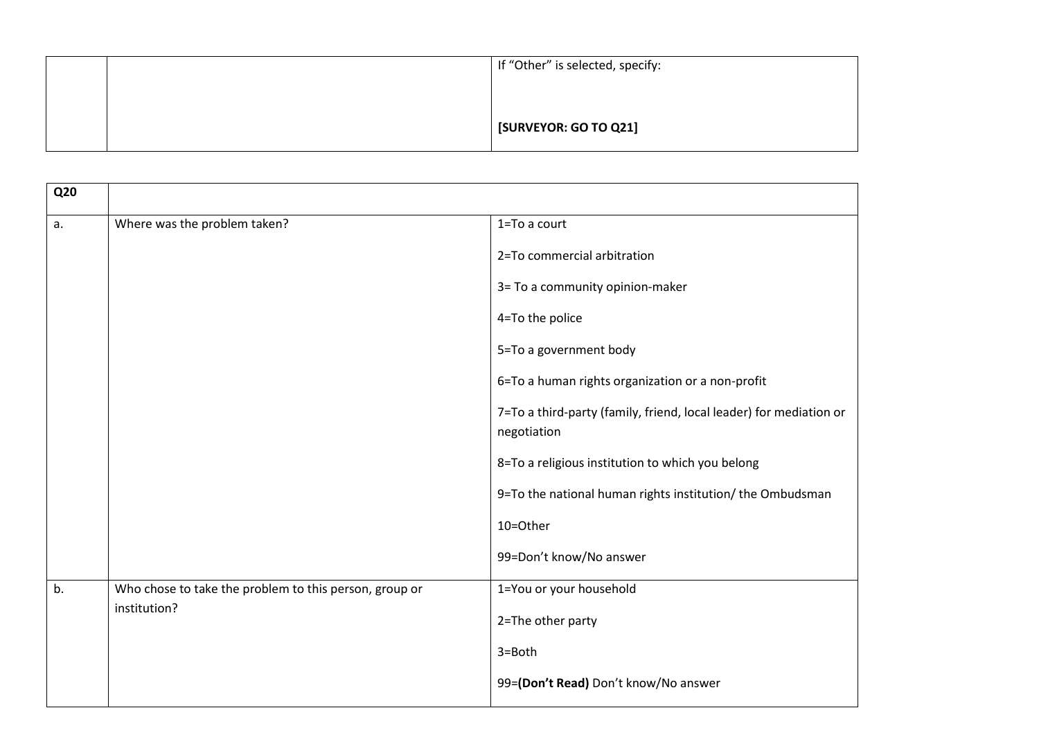| | | If "Other" is selected, specify:<br><br>**[SURVEYOR: GO TO Q21]** |
|---|---|---|

| **Q20** | | |
|---|---|---|
| a. | Where was the problem taken? | 1=To a court<br>2=To commercial arbitration<br>3= To a community opinion-maker<br>4=To the police<br>5=To a government body<br>6=To a human rights organization or a non-profit<br>7=To a third-party (family, friend, local leader) for mediation or negotiation<br>8=To a religious institution to which you belong<br>9=To the national human rights institution/ the Ombudsman<br>10=Other<br>99=Don't know/No answer |
| b. | Who chose to take the problem to this person, group or institution? | 1=You or your household<br>2=The other party<br>3=Both<br>99=**(Don't Read)** Don't know/No answer |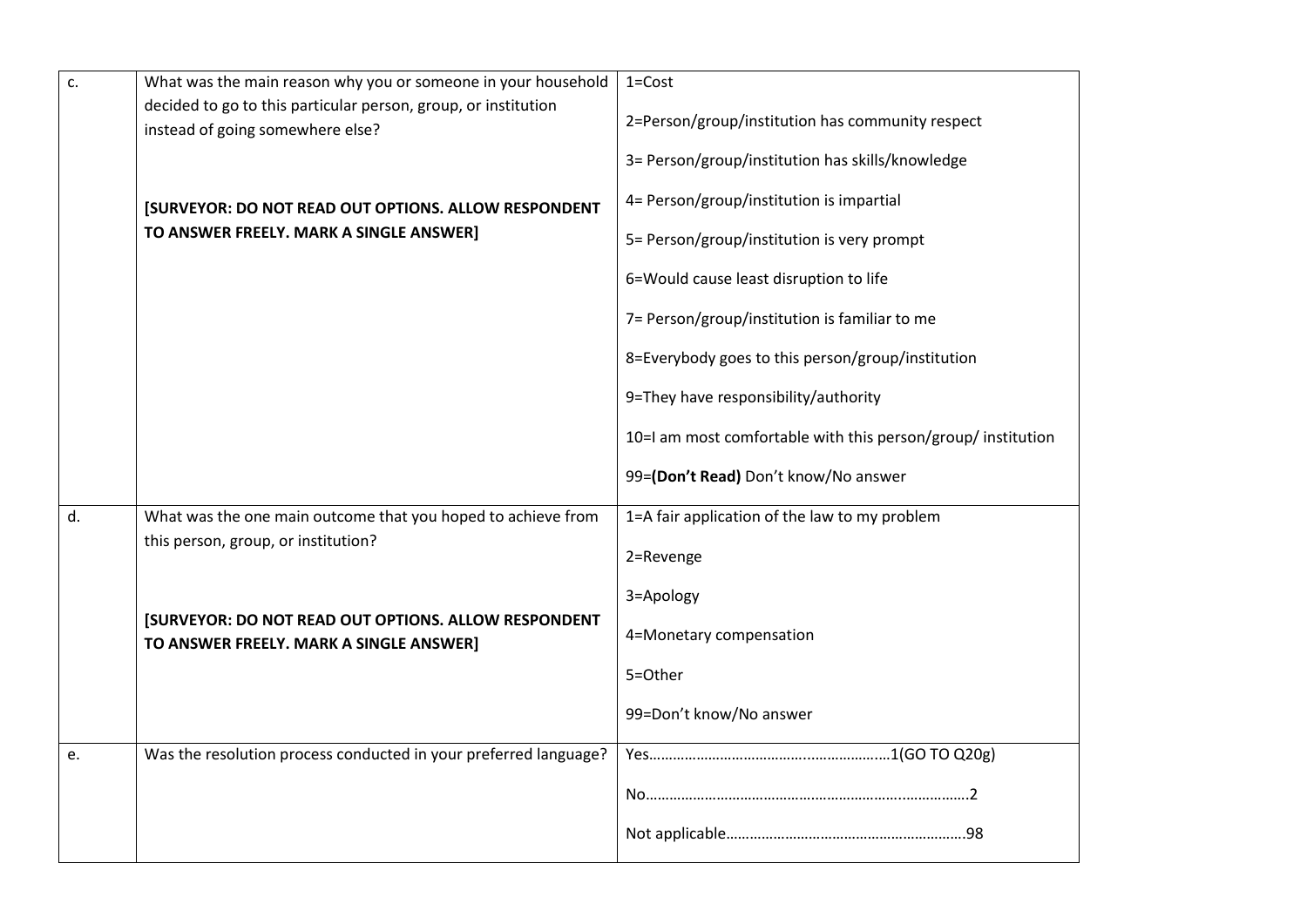| | | |
|---|---|---|
| c. | What was the main reason why you or someone in your household decided to go to this particular person, group, or institution instead of going somewhere else?<br><br>**[SURVEYOR: DO NOT READ OUT OPTIONS. ALLOW RESPONDENT TO ANSWER FREELY. MARK A SINGLE ANSWER]** | 1=Cost<br>2=Person/group/institution has community respect<br>3= Person/group/institution has skills/knowledge<br>4= Person/group/institution is impartial<br>5= Person/group/institution is very prompt<br>6=Would cause least disruption to life<br>7= Person/group/institution is familiar to me<br>8=Everybody goes to this person/group/institution<br>9=They have responsibility/authority<br>10=I am most comfortable with this person/group/ institution<br>99=**(Don't Read)** Don't know/No answer |
| d. | What was the one main outcome that you hoped to achieve from this person, group, or institution?<br><br>**[SURVEYOR: DO NOT READ OUT OPTIONS. ALLOW RESPONDENT TO ANSWER FREELY. MARK A SINGLE ANSWER]** | 1=A fair application of the law to my problem<br>2=Revenge<br>3=Apology<br>4=Monetary compensation<br>5=Other<br>99=Don't know/No answer |
| e. | Was the resolution process conducted in your preferred language? | Yes……………………………………………………1(GO TO Q20g)<br>No……………………………………………………………2<br>Not applicable…………………………………………………98 |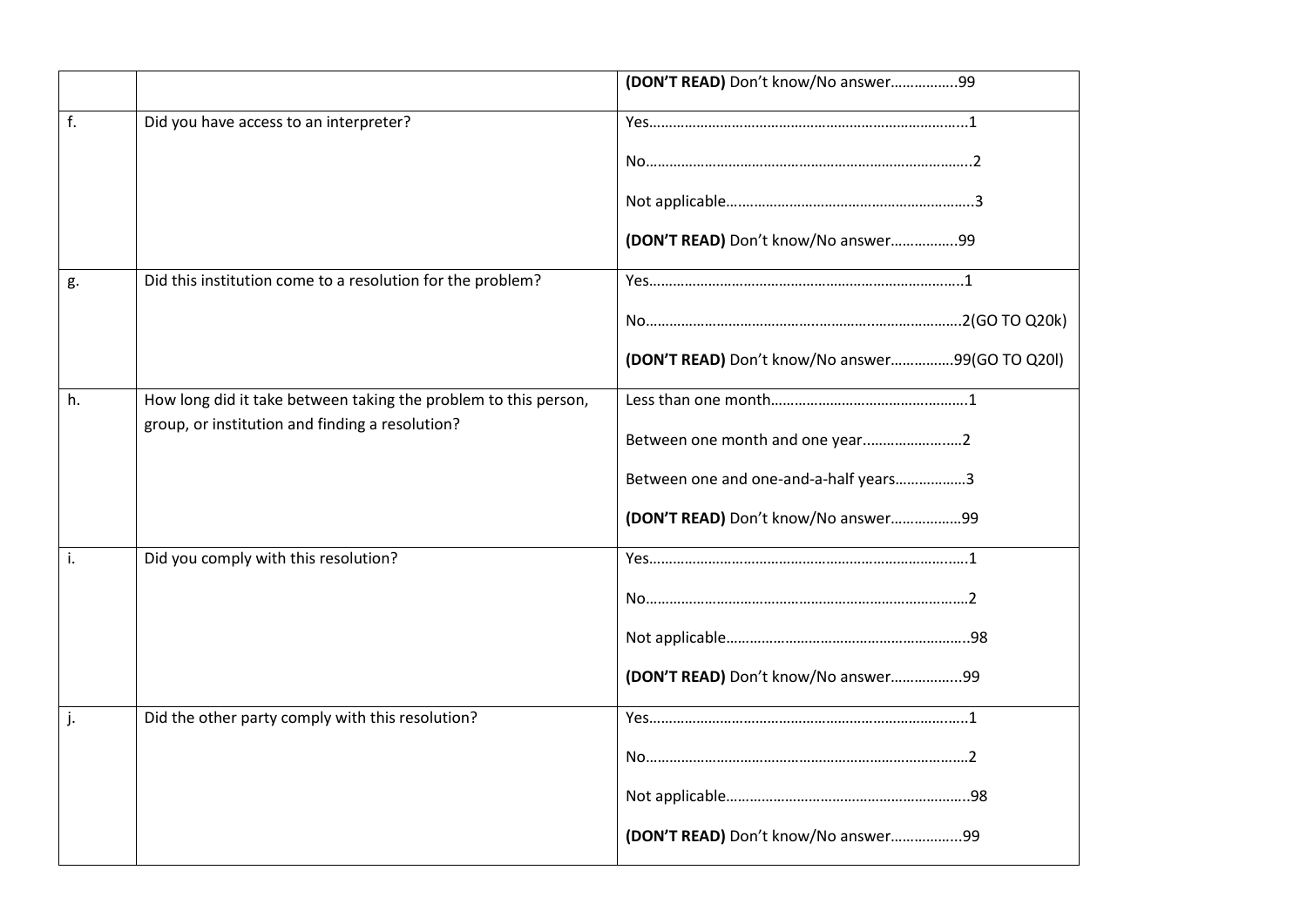| | | |
|---|---|---|
| | | **(DON'T READ)** Don't know/No answer……………..99 |
| f. | Did you have access to an interpreter? | Yes……………………………………………………………………..1<br>No………………………………………………………………………..2<br>Not applicable…………………………………………………….3<br>**(DON'T READ)** Don't know/No answer……………..99 |
| g. | Did this institution come to a resolution for the problem? | Yes…………………………………………………………………….1<br>No……………………………………………………………………2(GO TO Q20k)<br>**(DON'T READ)** Don't know/No answer…………….99(GO TO Q20l) |
| h. | How long did it take between taking the problem to this person, group, or institution and finding a resolution? | Less than one month…………………………………………1<br>Between one month and one year……………………2<br>Between one and one-and-a-half years………………3<br>**(DON'T READ)** Don't know/No answer………………99 |
| i. | Did you comply with this resolution? | Yes……………………………………………………………………1<br>No………………………………………………………………………2<br>Not applicable…………………………………………………….98<br>**(DON'T READ)** Don't know/No answer……………..99 |
| j. | Did the other party comply with this resolution? | Yes……………………………………………………………………1<br>No………………………………………………………………………2<br>Not applicable…………………………………………………….98<br>**(DON'T READ)** Don't know/No answer……………..99 |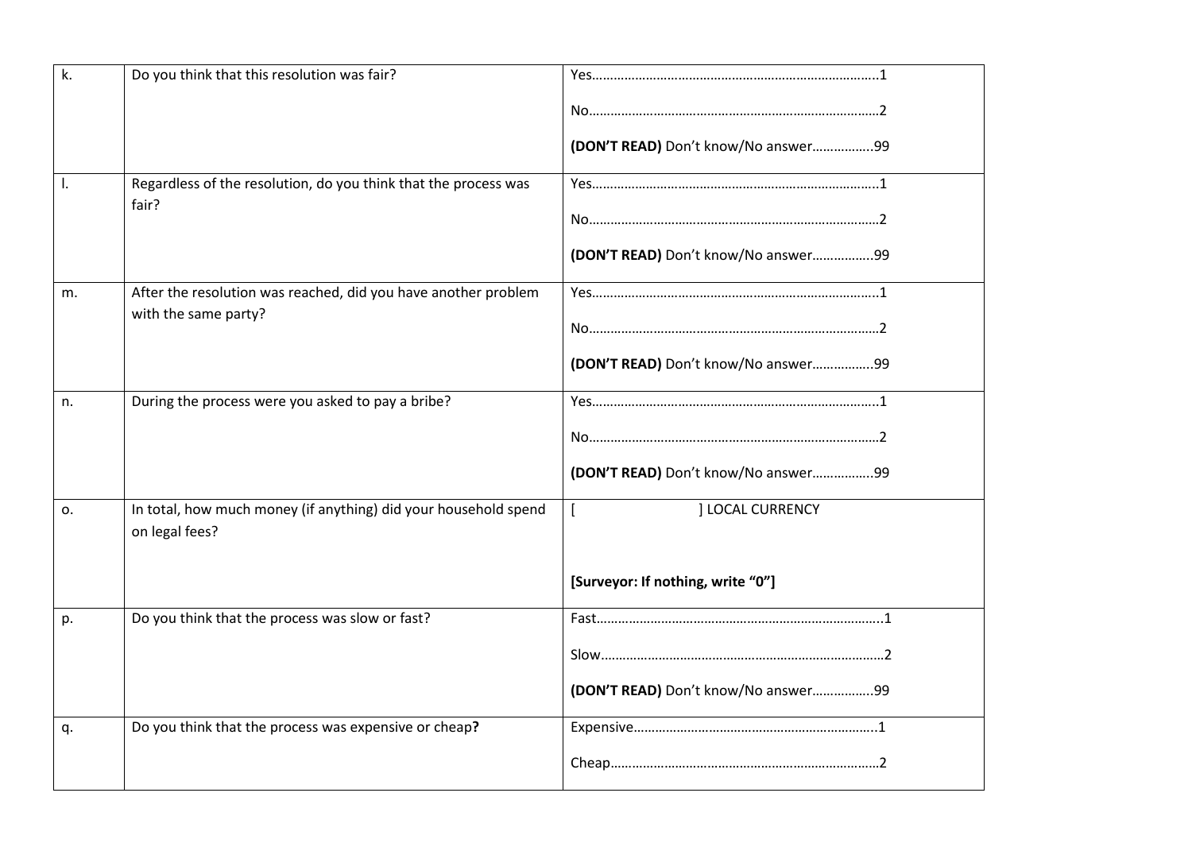| | | |
|---|---|---|
| k. | Do you think that this resolution was fair? | Yes……………………………………………………………………..1<br><br>No………………………………………………………………………2<br><br>**(DON'T READ)** Don't know/No answer……………..99 |
| l. | Regardless of the resolution, do you think that the process was fair? | Yes……………………………………………………………………..1<br><br>No………………………………………………………………………2<br><br>**(DON'T READ)** Don't know/No answer……………..99 |
| m. | After the resolution was reached, did you have another problem with the same party? | Yes……………………………………………………………………..1<br><br>No………………………………………………………………………2<br><br>**(DON'T READ)** Don't know/No answer……………..99 |
| n. | During the process were you asked to pay a bribe? | Yes……………………………………………………………………..1<br><br>No………………………………………………………………………2<br><br>**(DON'T READ)** Don't know/No answer……………..99 |
| o. | In total, how much money (if anything) did your household spend on legal fees? | [ ] LOCAL CURRENCY<br><br>**[Surveyor: If nothing, write "0"]** |
| p. | Do you think that the process was slow or fast? | Fast……………………………………………………………………..1<br><br>Slow……………………………………………………………………2<br><br>**(DON'T READ)** Don't know/No answer……………..99 |
| q. | Do you think that the process was expensive or cheap**?** | Expensive…………………………………………………………..1<br><br>Cheap…………………………………………………………………2 |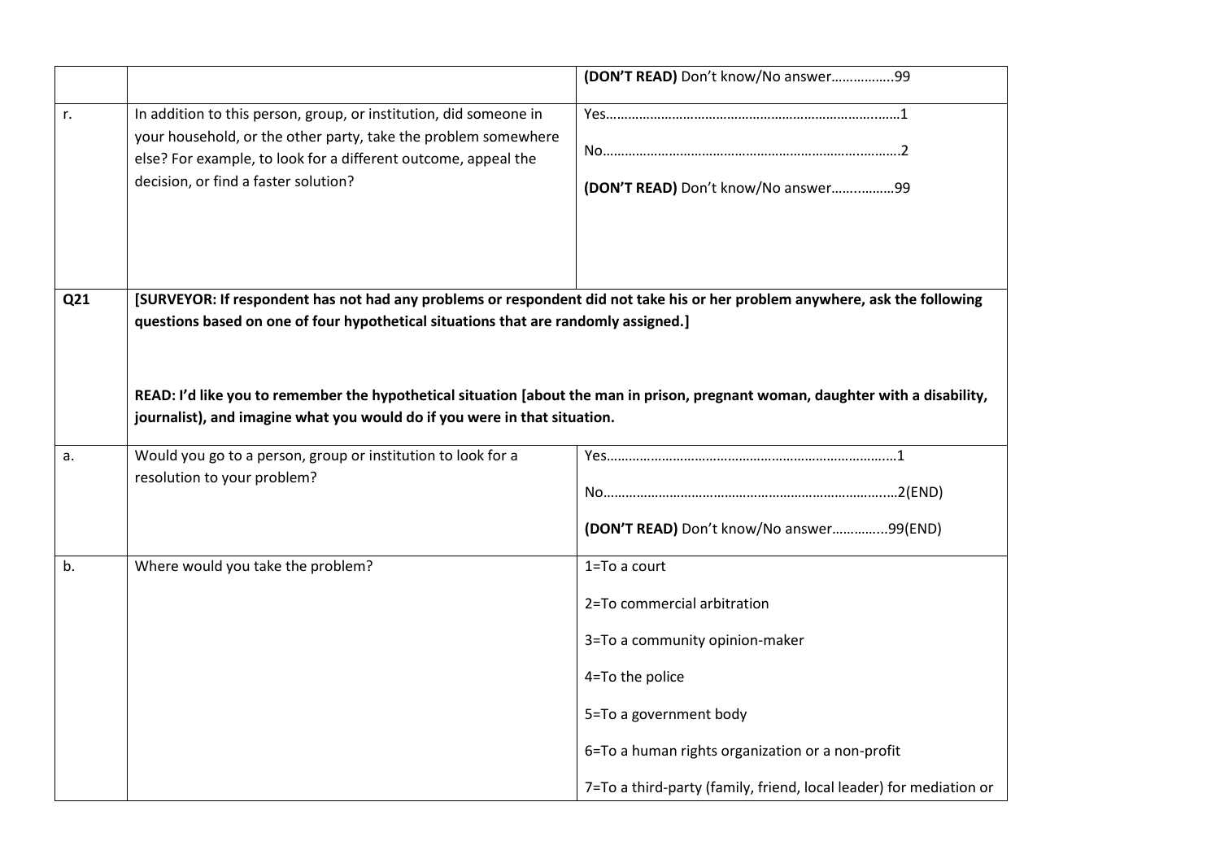| | | |
|---|---|---|
| | | **(DON'T READ)** Don't know/No answer……………..99 |
| r. | In addition to this person, group, or institution, did someone in your household, or the other party, take the problem somewhere else? For example, to look for a different outcome, appeal the decision, or find a faster solution? | Yes……………………………………………………………………1<br><br>No……………………………………………………………………..2<br><br>**(DON'T READ)** Don't know/No answer………………99 |
| **Q21** | **[SURVEYOR: If respondent has not had any problems or respondent did not take his or her problem anywhere, ask the following questions based on one of four hypothetical situations that are randomly assigned.]**<br><br>**READ: I'd like you to remember the hypothetical situation [about the man in prison, pregnant woman, daughter with a disability, journalist), and imagine what you would do if you were in that situation.** | |
| a. | Would you go to a person, group or institution to look for a resolution to your problem? | Yes……………………………………………………………………1<br><br>No……………………………………………………………………..2(END)<br><br>**(DON'T READ)** Don't know/No answer…………...99(END) |
| b. | Where would you take the problem? | 1=To a court<br><br>2=To commercial arbitration<br><br>3=To a community opinion-maker<br><br>4=To the police<br><br>5=To a government body<br><br>6=To a human rights organization or a non-profit<br><br>7=To a third-party (family, friend, local leader) for mediation or |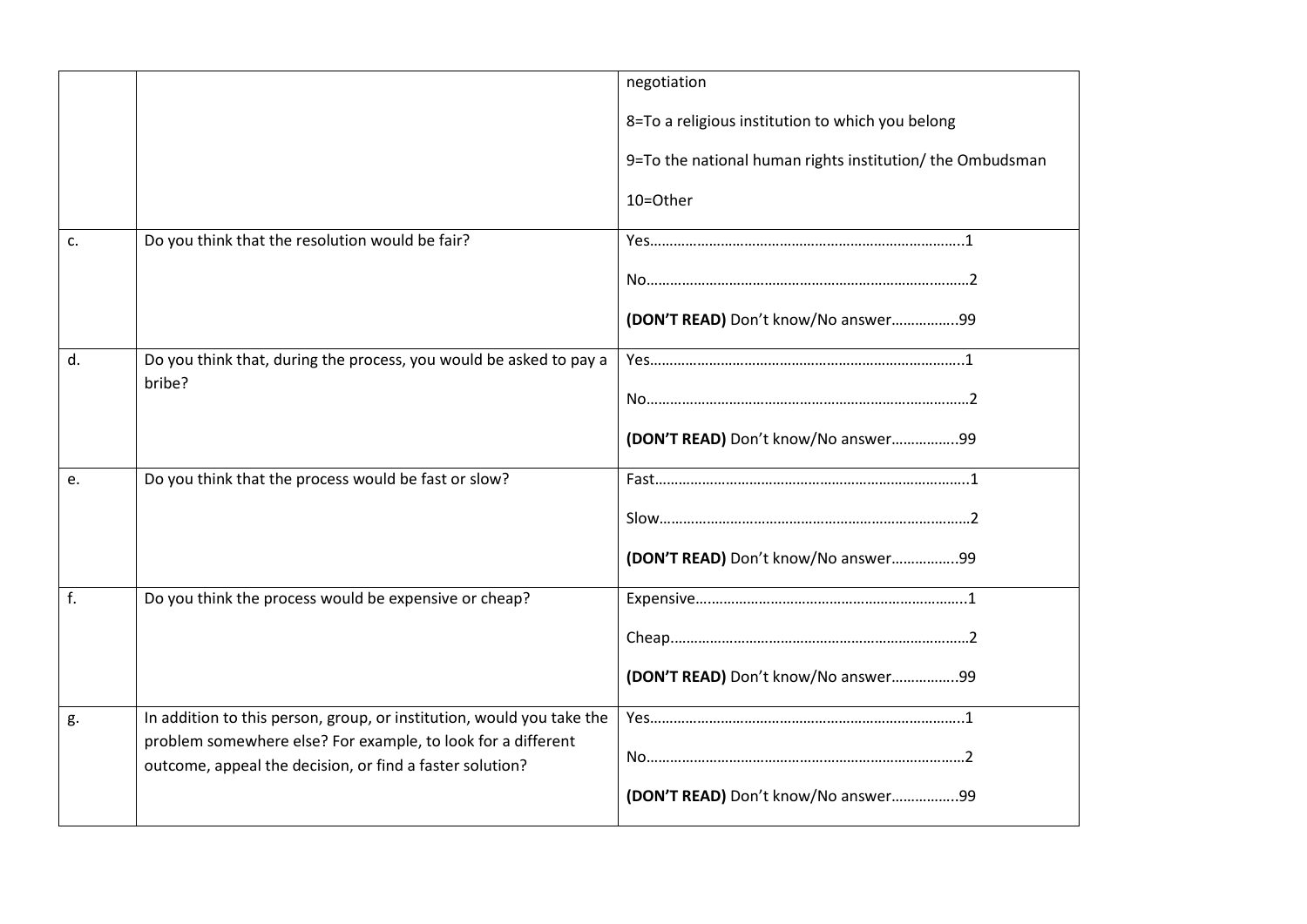|  |  |  |
|---|---|---|
|  |  | negotiation<br><br>8=To a religious institution to which you belong<br><br>9=To the national human rights institution/ the Ombudsman<br><br>10=Other |
| c. | Do you think that the resolution would be fair? | Yes……………………………………………………………………..1<br><br>No………………………………………………………………………2<br><br>**(DON'T READ)** Don't know/No answer……………..99 |
| d. | Do you think that, during the process, you would be asked to pay a bribe? | Yes……………………………………………………………………..1<br><br>No………………………………………………………………………2<br><br>**(DON'T READ)** Don't know/No answer……………..99 |
| e. | Do you think that the process would be fast or slow? | Fast……………………………………………………………………..1<br><br>Slow……………………………………………………………………2<br><br>**(DON'T READ)** Don't know/No answer……………..99 |
| f. | Do you think the process would be expensive or cheap? | Expensive…………………………………………………………..1<br><br>Cheap…………………………………………………………………2<br><br>**(DON'T READ)** Don't know/No answer……………..99 |
| g. | In addition to this person, group, or institution, would you take the problem somewhere else? For example, to look for a different outcome, appeal the decision, or find a faster solution? | Yes……………………………………………………………………..1<br><br>No………………………………………………………………………2<br><br>**(DON'T READ)** Don't know/No answer……………..99 |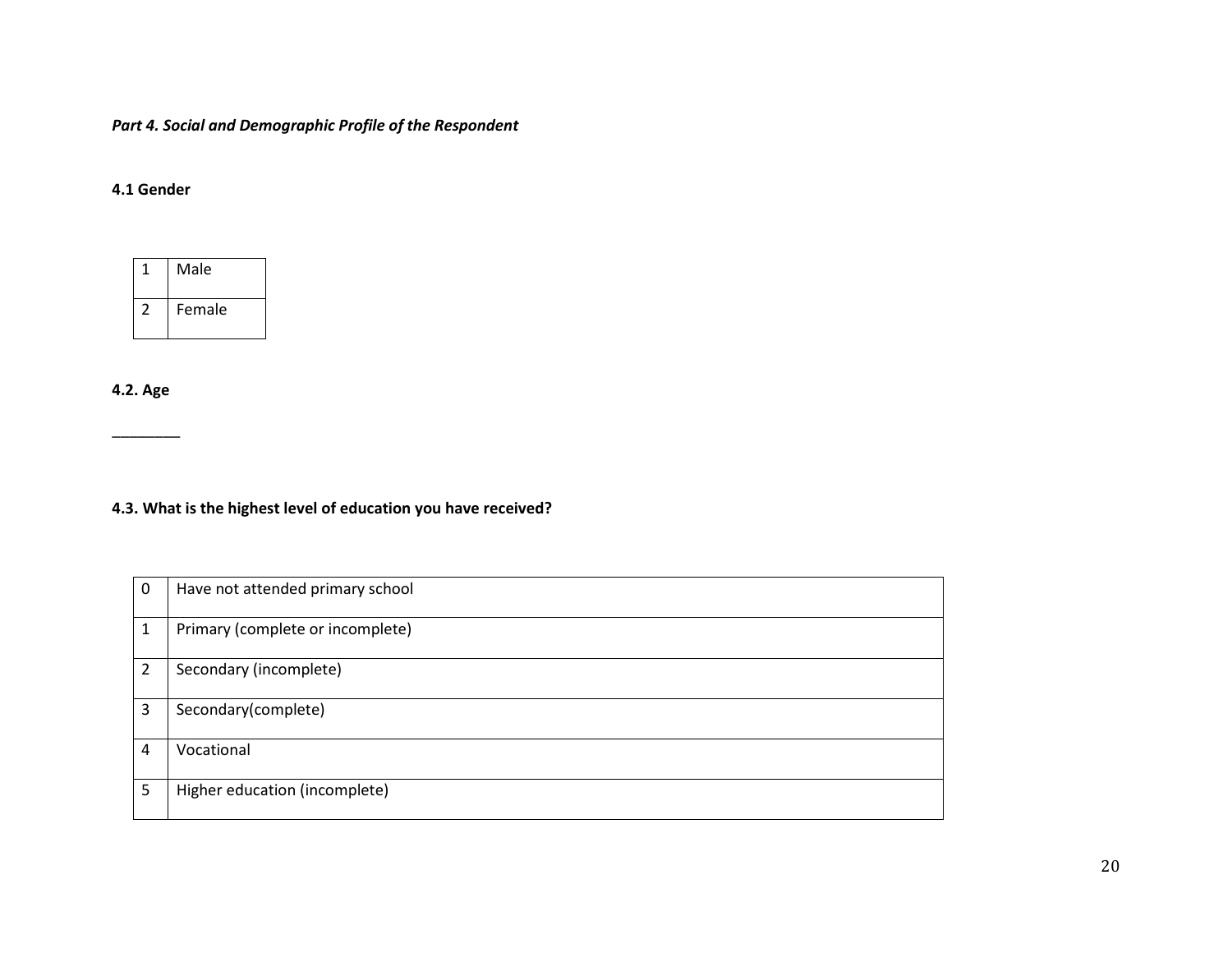*Part 4. Social and Demographic Profile of the Respondent*

**4.1 Gender**

| | |
|---|---|
| 1 | Male |
| 2 | Female |

**4.2. Age**

________

**4.3. What is the highest level of education you have received?**

| | |
|---|---|
| 0 | Have not attended primary school |
| 1 | Primary (complete or incomplete) |
| 2 | Secondary (incomplete) |
| 3 | Secondary(complete) |
| 4 | Vocational |
| 5 | Higher education (incomplete) |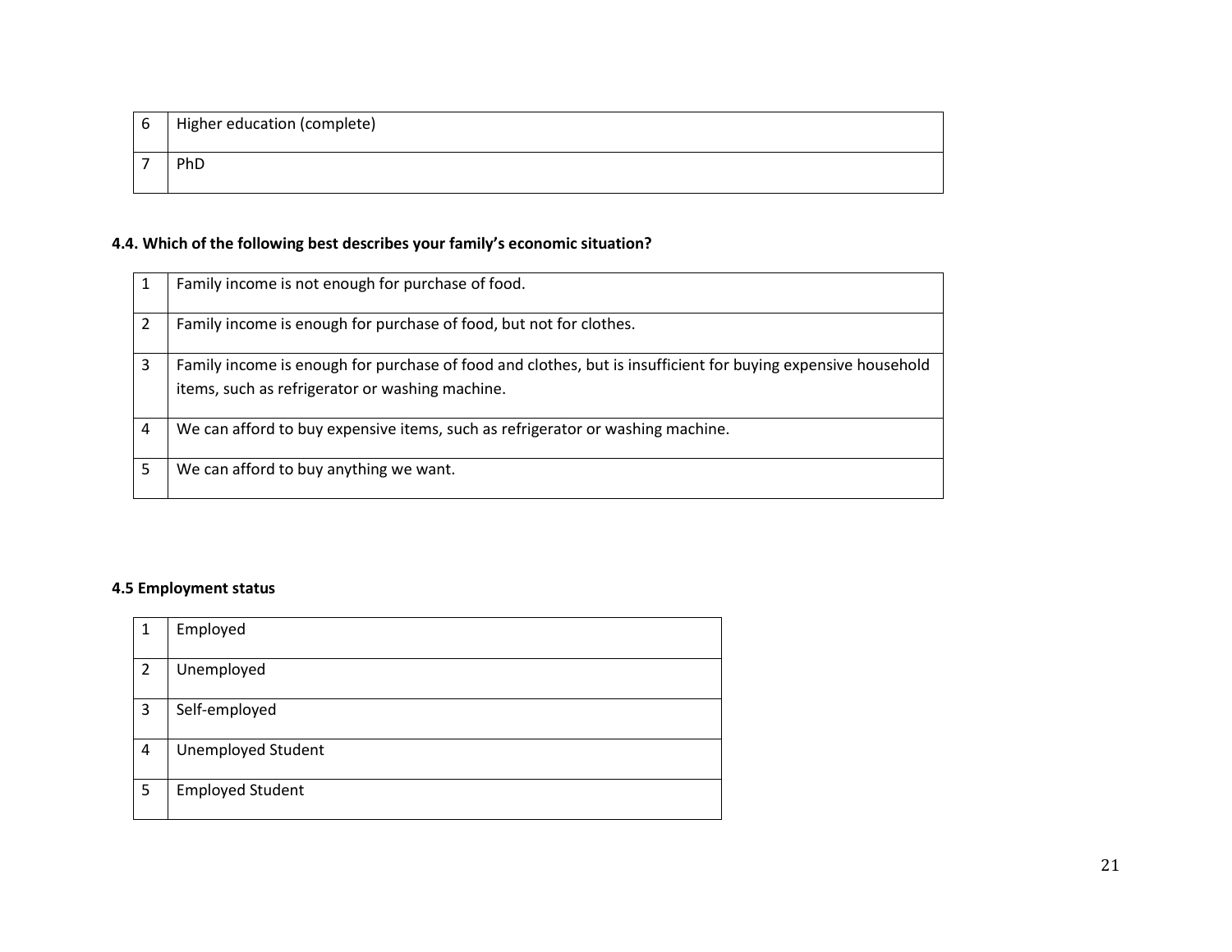| | |
|---|---|
| 6 | Higher education (complete) |
| 7 | PhD |

**4.4. Which of the following best describes your family's economic situation?**

| | |
|---|---|
| 1 | Family income is not enough for purchase of food. |
| 2 | Family income is enough for purchase of food, but not for clothes. |
| 3 | Family income is enough for purchase of food and clothes, but is insufficient for buying expensive household items, such as refrigerator or washing machine. |
| 4 | We can afford to buy expensive items, such as refrigerator or washing machine. |
| 5 | We can afford to buy anything we want. |

**4.5 Employment status**

| | |
|---|---|
| 1 | Employed |
| 2 | Unemployed |
| 3 | Self-employed |
| 4 | Unemployed Student |
| 5 | Employed Student |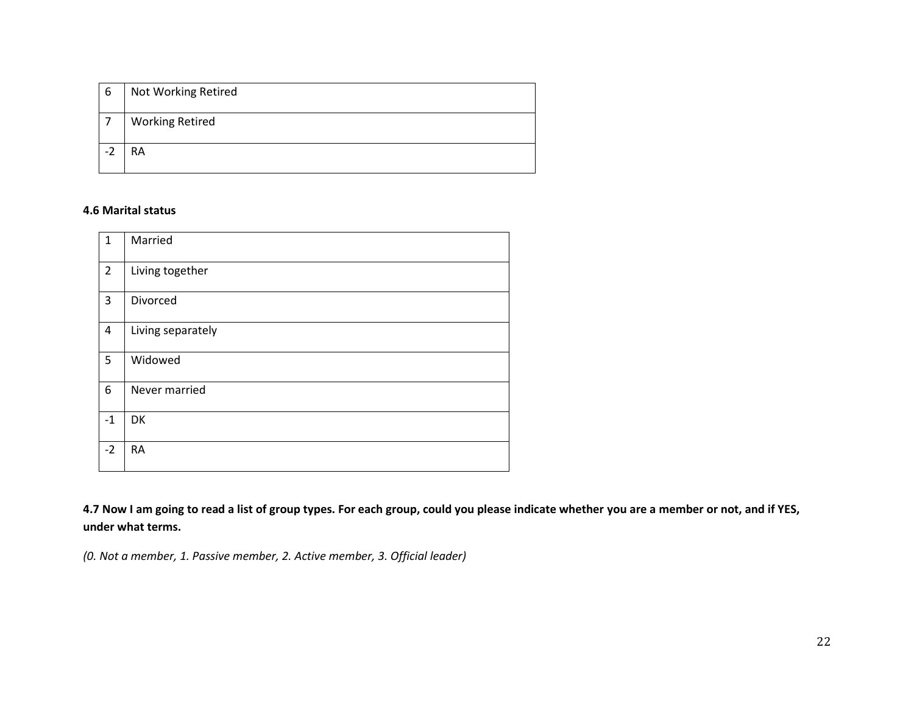| 6 | Not Working Retired |
|---|---|
| 7 | Working Retired |
| -2 | RA |

**4.6 Marital status**

| 1 | Married |
|---|---|
| 2 | Living together |
| 3 | Divorced |
| 4 | Living separately |
| 5 | Widowed |
| 6 | Never married |
| -1 | DK |
| -2 | RA |

**4.7 Now I am going to read a list of group types. For each group, could you please indicate whether you are a member or not, and if YES, under what terms.**

*(0. Not a member, 1. Passive member, 2. Active member, 3. Official leader)*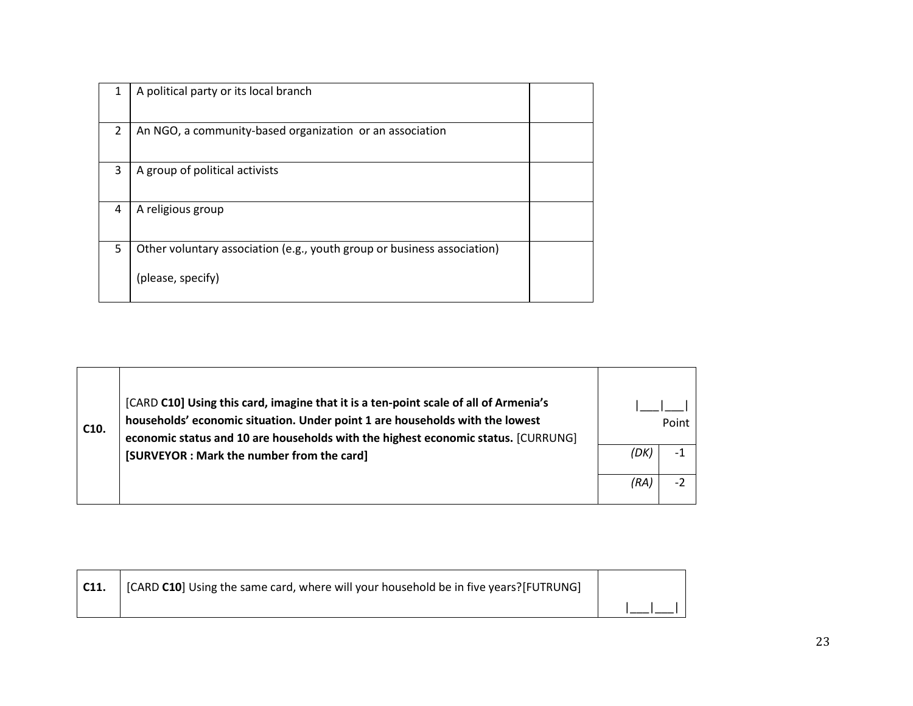| | | |
|---|---|---|
| 1 | A political party or its local branch | |
| 2 | An NGO, a community-based organization or an association | |
| 3 | A group of political activists | |
| 4 | A religious group | |
| 5 | Other voluntary association (e.g., youth group or business association)<br><br>(please, specify) | |

| | | | |
|---|---|---|---|
| **C10.** | [CARD **C10] Using this card, imagine that it is a ten-point scale of all of Armenia's households' economic situation. Under point 1 are households with the lowest economic status and 10 are households with the highest economic status.** [CURRUNG]<br>**[SURVEYOR : Mark the number from the card]** | \|\_\_\_\|\_\_\_\|<br>Point | |
| | | *(DK)* | -1 |
| | | *(RA)* | -2 |

| | | |
|---|---|---|
| **C11.** | [CARD **C10**] Using the same card, where will your household be in five years?[FUTRUNG] | \|\_\_\_\|\_\_\_\| |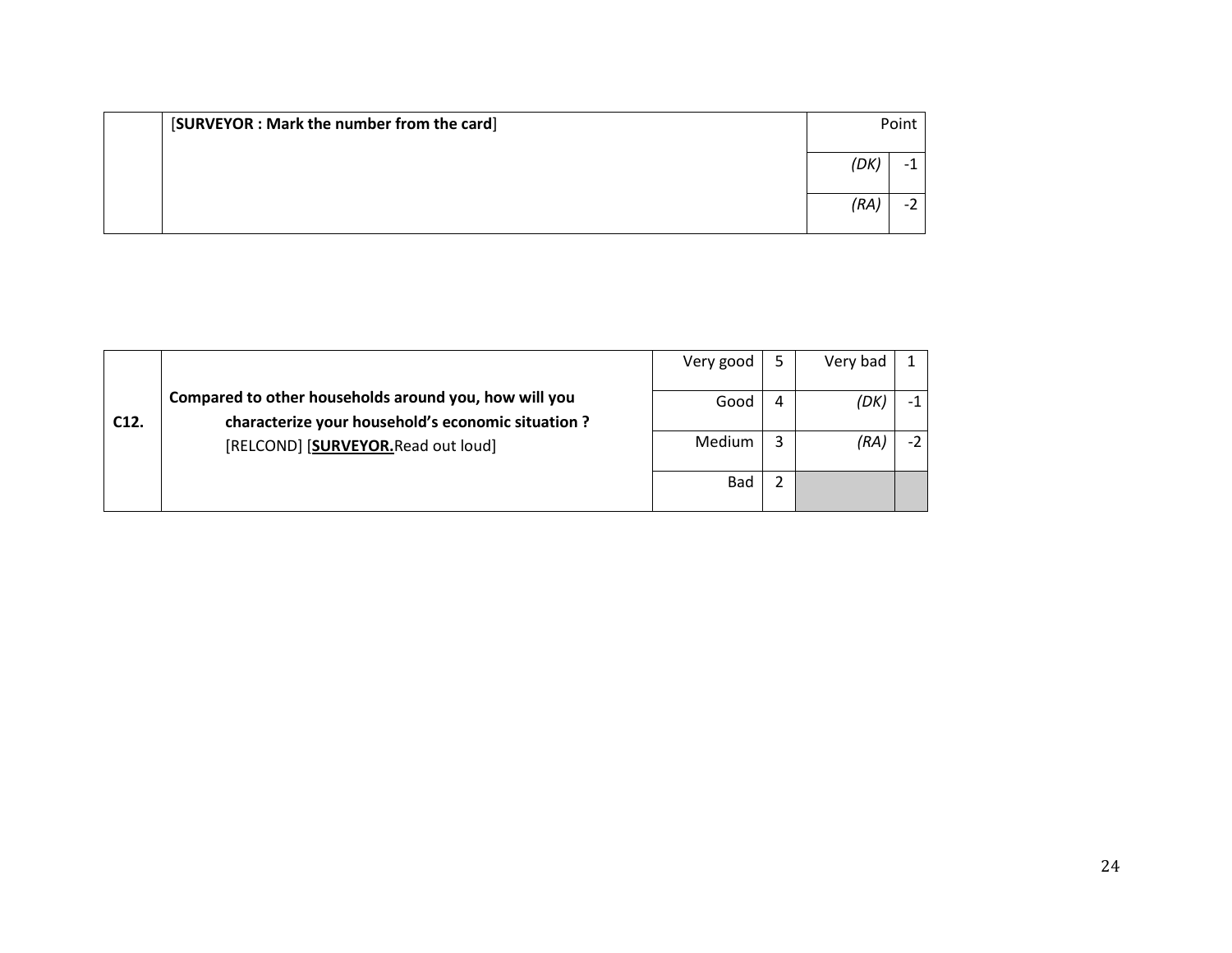| | [**SURVEYOR : Mark the number from the card**] | Point | |
|---|---|---|---|
| | | *(DK)* | -1 |
| | | *(RA)* | -2 |

| | | | | | |
|---|---|---|---|---|---|
| **C12.** | **Compared to other households around you, how will you characterize your household's economic situation ?** [RELCOND] [**SURVEYOR.**Read out loud] | Very good | 5 | Very bad | 1 |
| | | Good | 4 | *(DK)* | -1 |
| | | Medium | 3 | *(RA)* | -2 |
| | | Bad | 2 | | |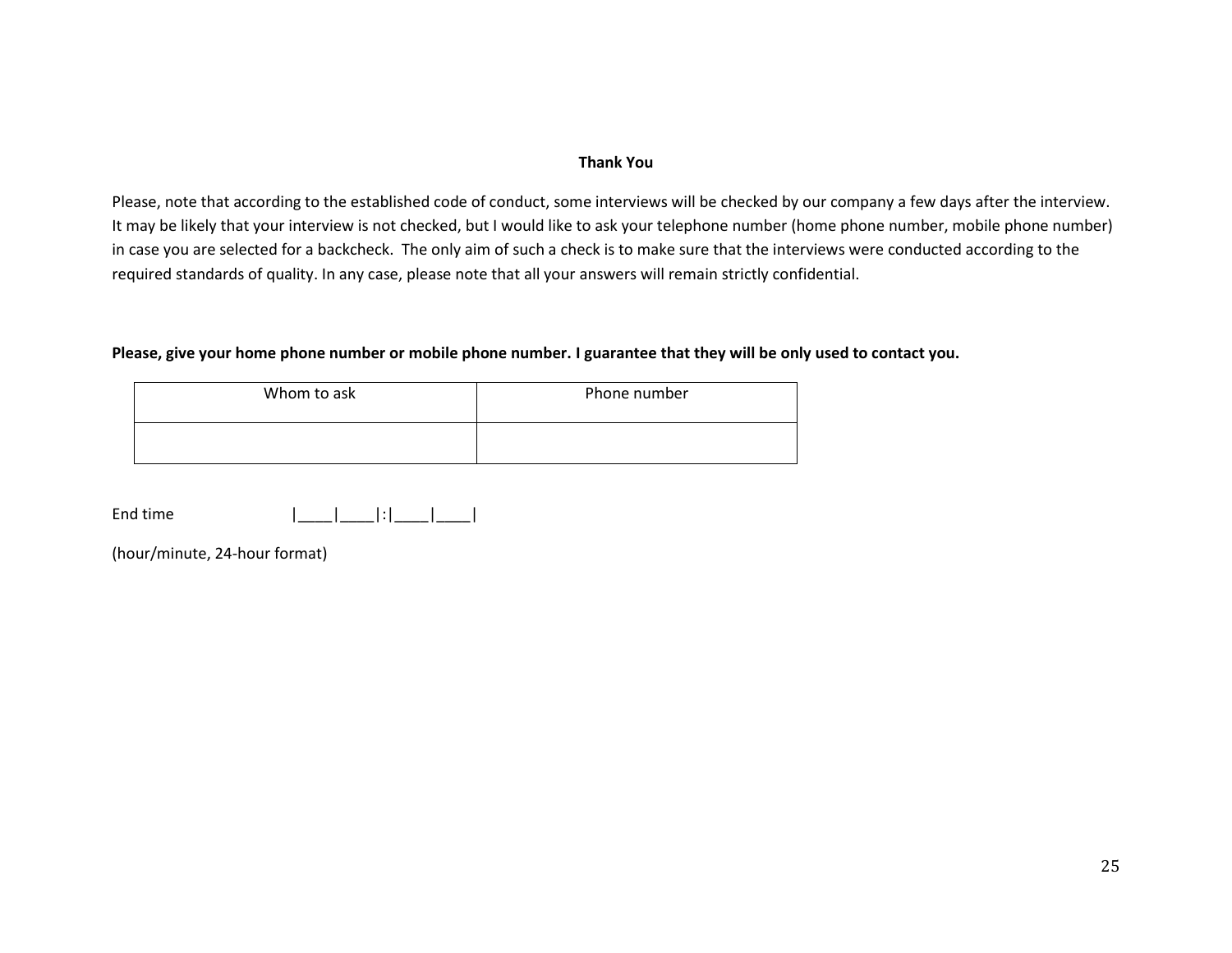**Thank You**

Please, note that according to the established code of conduct, some interviews will be checked by our company a few days after the interview. It may be likely that your interview is not checked, but I would like to ask your telephone number (home phone number, mobile phone number) in case you are selected for a backcheck. The only aim of such a check is to make sure that the interviews were conducted according to the required standards of quality. In any case, please note that all your answers will remain strictly confidential.

**Please, give your home phone number or mobile phone number. I guarantee that they will be only used to contact you.**

| Whom to ask | Phone number |
|---|---|
| | |

End time |____|____|:|____|____|

(hour/minute, 24-hour format)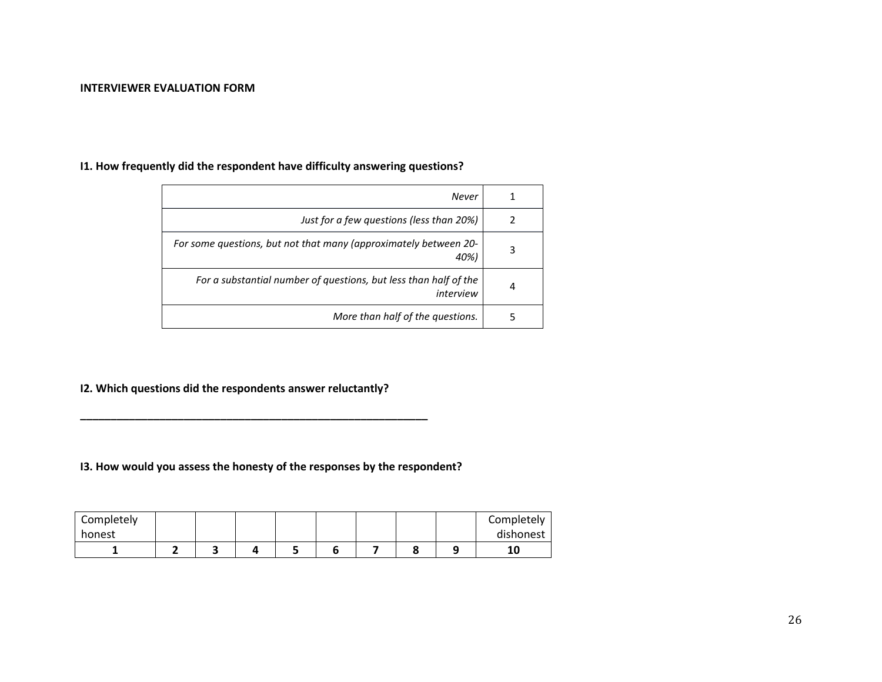**INTERVIEWER EVALUATION FORM**

**I1. How frequently did the respondent have difficulty answering questions?**

| | |
|---|---|
| *Never* | 1 |
| *Just for a few questions (less than 20%)* | 2 |
| *For some questions, but not that many (approximately between 20-40%)* | 3 |
| *For a substantial number of questions, but less than half of the interview* | 4 |
| *More than half of the questions.* | 5 |

**I2. Which questions did the respondents answer reluctantly?**

**\_\_\_\_\_\_\_\_\_\_\_\_\_\_\_\_\_\_\_\_\_\_\_\_\_\_\_\_\_\_\_\_\_\_\_\_\_\_\_\_\_\_\_\_\_\_\_\_\_\_\_\_\_\_\_\_\_\_**

**I3. How would you assess the honesty of the responses by the respondent?**

| Completely honest | | | | | | | | | Completely dishonest |
|---|---|---|---|---|---|---|---|---|---|
| **1** | **2** | **3** | **4** | **5** | **6** | **7** | **8** | **9** | **10** |